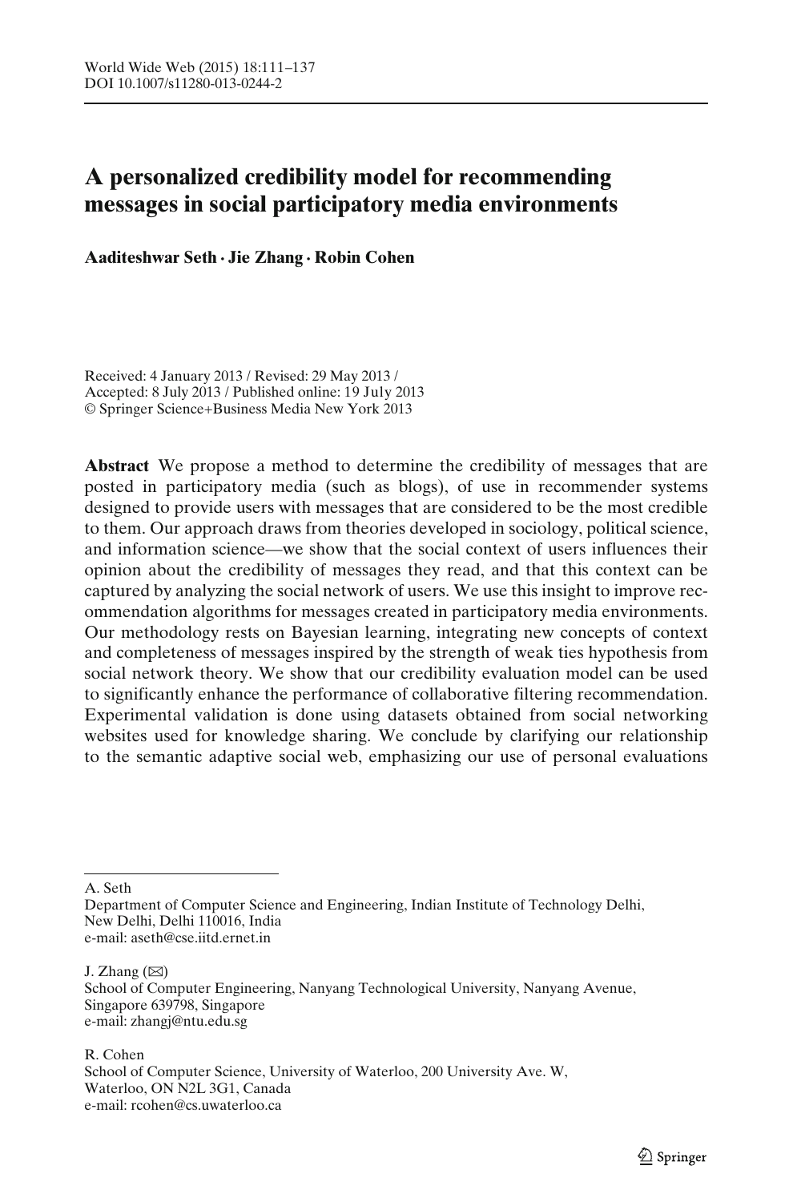# A personalized credibility model for recommending messages in social participatory media environments

**Aaditeshwar Seth · Jie Zhang · Robin Cohen**

Received: 4 January 2013 / Revised: 29 May 2013 /
Accepted: 8 July 2013 / Published online: 19 July 2013
© Springer Science+Business Media New York 2013

**Abstract** We propose a method to determine the credibility of messages that are posted in participatory media (such as blogs), of use in recommender systems designed to provide users with messages that are considered to be the most credible to them. Our approach draws from theories developed in sociology, political science, and information science—we show that the social context of users influences their opinion about the credibility of messages they read, and that this context can be captured by analyzing the social network of users. We use this insight to improve recommendation algorithms for messages created in participatory media environments. Our methodology rests on Bayesian learning, integrating new concepts of context and completeness of messages inspired by the strength of weak ties hypothesis from social network theory. We show that our credibility evaluation model can be used to significantly enhance the performance of collaborative filtering recommendation. Experimental validation is done using datasets obtained from social networking websites used for knowledge sharing. We conclude by clarifying our relationship to the semantic adaptive social web, emphasizing our use of personal evaluations

---

A. Seth
Department of Computer Science and Engineering, Indian Institute of Technology Delhi, New Delhi, Delhi 110016, India
e-mail: aseth@cse.iitd.ernet.in

J. Zhang (✉)
School of Computer Engineering, Nanyang Technological University, Nanyang Avenue, Singapore 639798, Singapore
e-mail: zhangj@ntu.edu.sg

R. Cohen
School of Computer Science, University of Waterloo, 200 University Ave. W, Waterloo, ON N2L 3G1, Canada
e-mail: rcohen@cs.uwaterloo.ca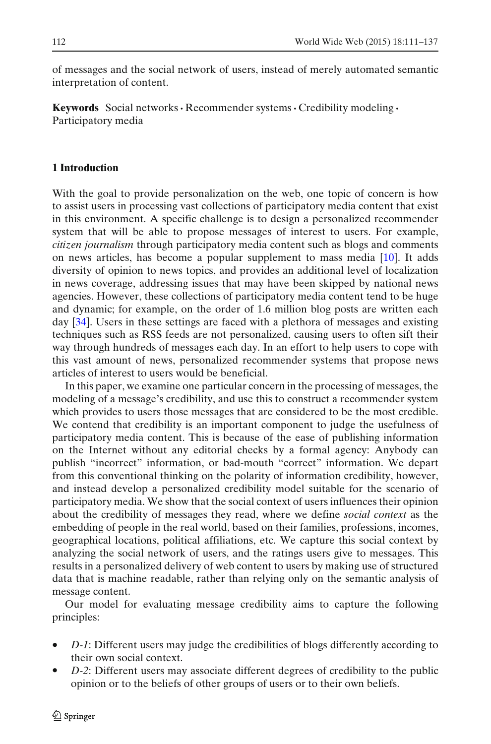of messages and the social network of users, instead of merely automated semantic interpretation of content.

**Keywords** Social networks · Recommender systems · Credibility modeling · Participatory media

## 1 Introduction

With the goal to provide personalization on the web, one topic of concern is how to assist users in processing vast collections of participatory media content that exist in this environment. A specific challenge is to design a personalized recommender system that will be able to propose messages of interest to users. For example, *citizen journalism* through participatory media content such as blogs and comments on news articles, has become a popular supplement to mass media [10]. It adds diversity of opinion to news topics, and provides an additional level of localization in news coverage, addressing issues that may have been skipped by national news agencies. However, these collections of participatory media content tend to be huge and dynamic; for example, on the order of 1.6 million blog posts are written each day [34]. Users in these settings are faced with a plethora of messages and existing techniques such as RSS feeds are not personalized, causing users to often sift their way through hundreds of messages each day. In an effort to help users to cope with this vast amount of news, personalized recommender systems that propose news articles of interest to users would be beneficial.

In this paper, we examine one particular concern in the processing of messages, the modeling of a message's credibility, and use this to construct a recommender system which provides to users those messages that are considered to be the most credible. We contend that credibility is an important component to judge the usefulness of participatory media content. This is because of the ease of publishing information on the Internet without any editorial checks by a formal agency: Anybody can publish "incorrect" information, or bad-mouth "correct" information. We depart from this conventional thinking on the polarity of information credibility, however, and instead develop a personalized credibility model suitable for the scenario of participatory media. We show that the social context of users influences their opinion about the credibility of messages they read, where we define *social context* as the embedding of people in the real world, based on their families, professions, incomes, geographical locations, political affiliations, etc. We capture this social context by analyzing the social network of users, and the ratings users give to messages. This results in a personalized delivery of web content to users by making use of structured data that is machine readable, rather than relying only on the semantic analysis of message content.

Our model for evaluating message credibility aims to capture the following principles:

- *D-1*: Different users may judge the credibilities of blogs differently according to their own social context.
- *D-2*: Different users may associate different degrees of credibility to the public opinion or to the beliefs of other groups of users or to their own beliefs.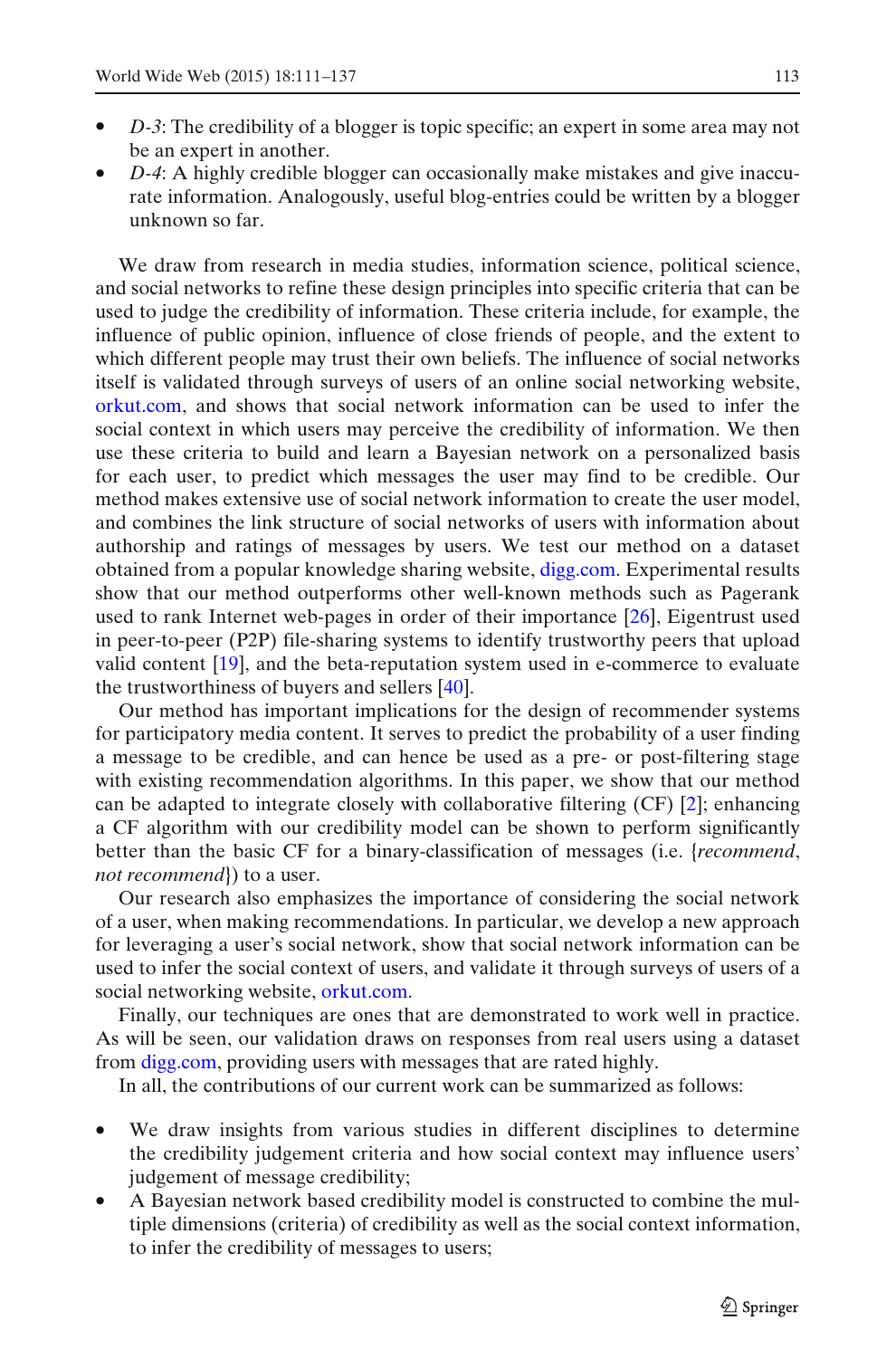- *D-3*: The credibility of a blogger is topic specific; an expert in some area may not be an expert in another.
- *D-4*: A highly credible blogger can occasionally make mistakes and give inaccurate information. Analogously, useful blog-entries could be written by a blogger unknown so far.

We draw from research in media studies, information science, political science, and social networks to refine these design principles into specific criteria that can be used to judge the credibility of information. These criteria include, for example, the influence of public opinion, influence of close friends of people, and the extent to which different people may trust their own beliefs. The influence of social networks itself is validated through surveys of users of an online social networking website, orkut.com, and shows that social network information can be used to infer the social context in which users may perceive the credibility of information. We then use these criteria to build and learn a Bayesian network on a personalized basis for each user, to predict which messages the user may find to be credible. Our method makes extensive use of social network information to create the user model, and combines the link structure of social networks of users with information about authorship and ratings of messages by users. We test our method on a dataset obtained from a popular knowledge sharing website, digg.com. Experimental results show that our method outperforms other well-known methods such as Pagerank used to rank Internet web-pages in order of their importance [26], Eigentrust used in peer-to-peer (P2P) file-sharing systems to identify trustworthy peers that upload valid content [19], and the beta-reputation system used in e-commerce to evaluate the trustworthiness of buyers and sellers [40].

Our method has important implications for the design of recommender systems for participatory media content. It serves to predict the probability of a user finding a message to be credible, and can hence be used as a pre- or post-filtering stage with existing recommendation algorithms. In this paper, we show that our method can be adapted to integrate closely with collaborative filtering (CF) [2]; enhancing a CF algorithm with our credibility model can be shown to perform significantly better than the basic CF for a binary-classification of messages (i.e. {*recommend*, *not recommend*}) to a user.

Our research also emphasizes the importance of considering the social network of a user, when making recommendations. In particular, we develop a new approach for leveraging a user's social network, show that social network information can be used to infer the social context of users, and validate it through surveys of users of a social networking website, orkut.com.

Finally, our techniques are ones that are demonstrated to work well in practice. As will be seen, our validation draws on responses from real users using a dataset from digg.com, providing users with messages that are rated highly.

In all, the contributions of our current work can be summarized as follows:

- We draw insights from various studies in different disciplines to determine the credibility judgement criteria and how social context may influence users' judgement of message credibility;
- A Bayesian network based credibility model is constructed to combine the multiple dimensions (criteria) of credibility as well as the social context information, to infer the credibility of messages to users;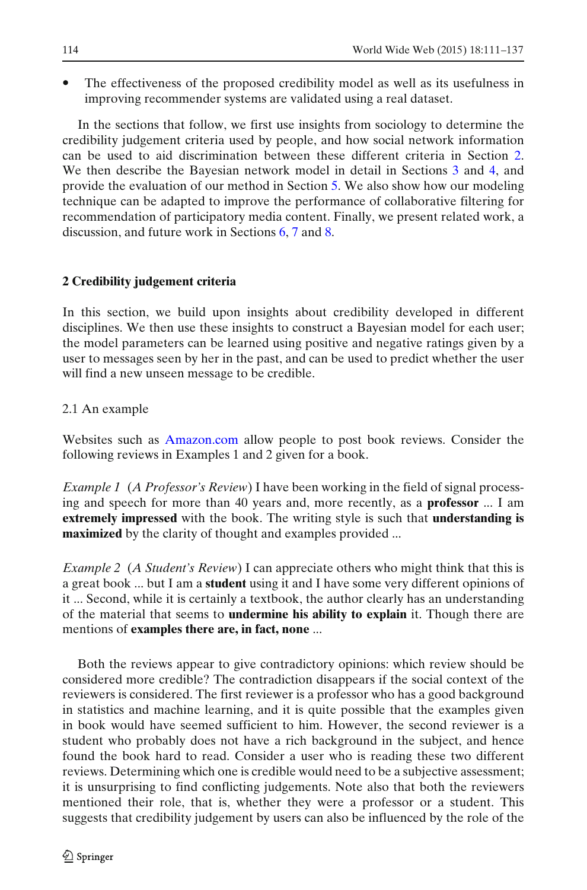- The effectiveness of the proposed credibility model as well as its usefulness in improving recommender systems are validated using a real dataset.

In the sections that follow, we first use insights from sociology to determine the credibility judgement criteria used by people, and how social network information can be used to aid discrimination between these different criteria in Section 2. We then describe the Bayesian network model in detail in Sections 3 and 4, and provide the evaluation of our method in Section 5. We also show how our modeling technique can be adapted to improve the performance of collaborative filtering for recommendation of participatory media content. Finally, we present related work, a discussion, and future work in Sections 6, 7 and 8.

## 2 Credibility judgement criteria

In this section, we build upon insights about credibility developed in different disciplines. We then use these insights to construct a Bayesian model for each user; the model parameters can be learned using positive and negative ratings given by a user to messages seen by her in the past, and can be used to predict whether the user will find a new unseen message to be credible.

### 2.1 An example

Websites such as Amazon.com allow people to post book reviews. Consider the following reviews in Examples 1 and 2 given for a book.

*Example 1* (*A Professor's Review*) I have been working in the field of signal processing and speech for more than 40 years and, more recently, as a **professor** ... I am **extremely impressed** with the book. The writing style is such that **understanding is maximized** by the clarity of thought and examples provided ...

*Example 2* (*A Student's Review*) I can appreciate others who might think that this is a great book ... but I am a **student** using it and I have some very different opinions of it ... Second, while it is certainly a textbook, the author clearly has an understanding of the material that seems to **undermine his ability to explain** it. Though there are mentions of **examples there are, in fact, none** ...

Both the reviews appear to give contradictory opinions: which review should be considered more credible? The contradiction disappears if the social context of the reviewers is considered. The first reviewer is a professor who has a good background in statistics and machine learning, and it is quite possible that the examples given in book would have seemed sufficient to him. However, the second reviewer is a student who probably does not have a rich background in the subject, and hence found the book hard to read. Consider a user who is reading these two different reviews. Determining which one is credible would need to be a subjective assessment; it is unsurprising to find conflicting judgements. Note also that both the reviewers mentioned their role, that is, whether they were a professor or a student. This suggests that credibility judgement by users can also be influenced by the role of the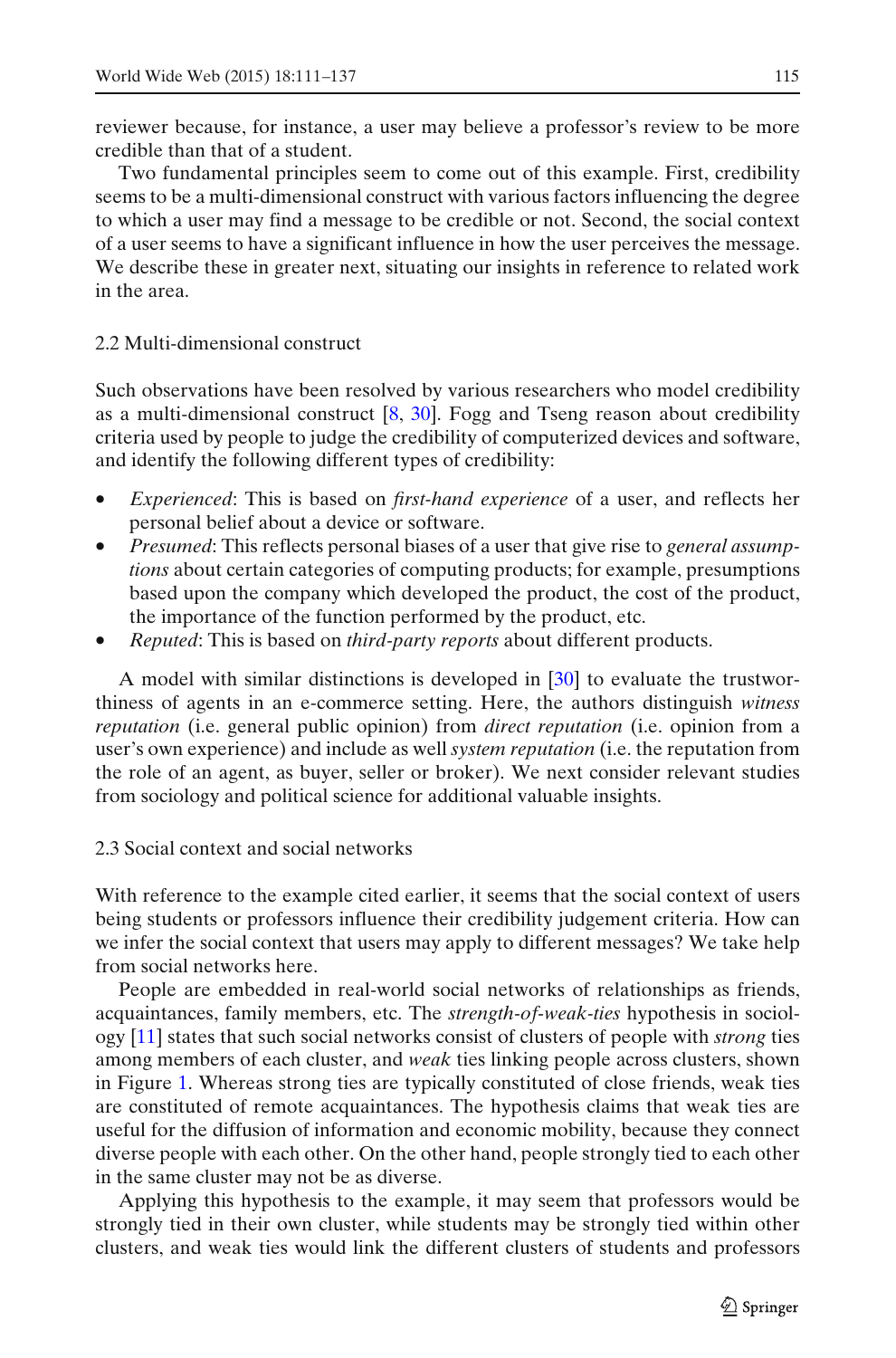reviewer because, for instance, a user may believe a professor's review to be more credible than that of a student.

Two fundamental principles seem to come out of this example. First, credibility seems to be a multi-dimensional construct with various factors influencing the degree to which a user may find a message to be credible or not. Second, the social context of a user seems to have a significant influence in how the user perceives the message. We describe these in greater next, situating our insights in reference to related work in the area.

### 2.2 Multi-dimensional construct

Such observations have been resolved by various researchers who model credibility as a multi-dimensional construct [8, 30]. Fogg and Tseng reason about credibility criteria used by people to judge the credibility of computerized devices and software, and identify the following different types of credibility:

- *Experienced*: This is based on *first-hand experience* of a user, and reflects her personal belief about a device or software.
- *Presumed*: This reflects personal biases of a user that give rise to *general assumptions* about certain categories of computing products; for example, presumptions based upon the company which developed the product, the cost of the product, the importance of the function performed by the product, etc.
- *Reputed*: This is based on *third-party reports* about different products.

A model with similar distinctions is developed in [30] to evaluate the trustworthiness of agents in an e-commerce setting. Here, the authors distinguish *witness reputation* (i.e. general public opinion) from *direct reputation* (i.e. opinion from a user's own experience) and include as well *system reputation* (i.e. the reputation from the role of an agent, as buyer, seller or broker). We next consider relevant studies from sociology and political science for additional valuable insights.

### 2.3 Social context and social networks

With reference to the example cited earlier, it seems that the social context of users being students or professors influence their credibility judgement criteria. How can we infer the social context that users may apply to different messages? We take help from social networks here.

People are embedded in real-world social networks of relationships as friends, acquaintances, family members, etc. The *strength-of-weak-ties* hypothesis in sociology [11] states that such social networks consist of clusters of people with *strong* ties among members of each cluster, and *weak* ties linking people across clusters, shown in Figure 1. Whereas strong ties are typically constituted of close friends, weak ties are constituted of remote acquaintances. The hypothesis claims that weak ties are useful for the diffusion of information and economic mobility, because they connect diverse people with each other. On the other hand, people strongly tied to each other in the same cluster may not be as diverse.

Applying this hypothesis to the example, it may seem that professors would be strongly tied in their own cluster, while students may be strongly tied within other clusters, and weak ties would link the different clusters of students and professors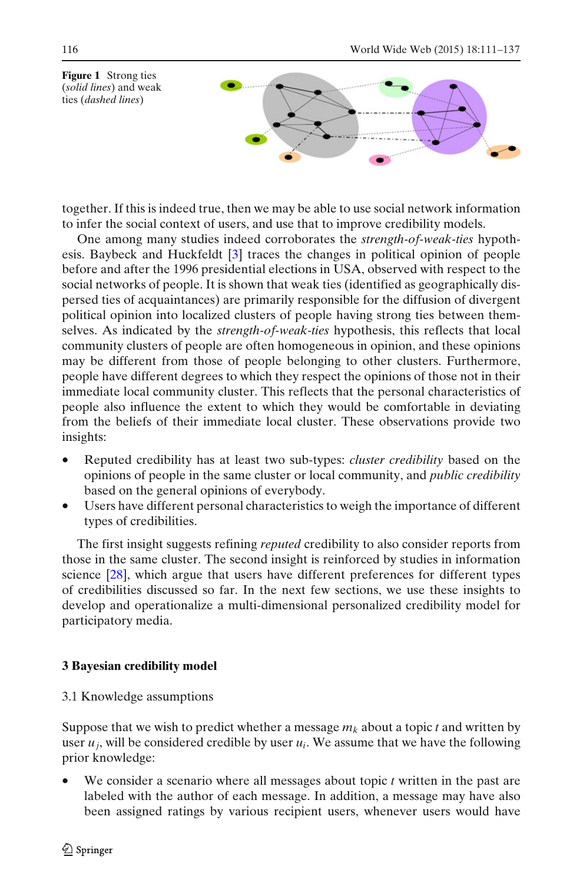**Figure 1** Strong ties (*solid lines*) and weak ties (*dashed lines*)

together. If this is indeed true, then we may be able to use social network information to infer the social context of users, and use that to improve credibility models.

One among many studies indeed corroborates the *strength-of-weak-ties* hypothesis. Baybeck and Huckfeldt [3] traces the changes in political opinion of people before and after the 1996 presidential elections in USA, observed with respect to the social networks of people. It is shown that weak ties (identified as geographically dispersed ties of acquaintances) are primarily responsible for the diffusion of divergent political opinion into localized clusters of people having strong ties between themselves. As indicated by the *strength-of-weak-ties* hypothesis, this reflects that local community clusters of people are often homogeneous in opinion, and these opinions may be different from those of people belonging to other clusters. Furthermore, people have different degrees to which they respect the opinions of those not in their immediate local community cluster. This reflects that the personal characteristics of people also influence the extent to which they would be comfortable in deviating from the beliefs of their immediate local cluster. These observations provide two insights:

- Reputed credibility has at least two sub-types: *cluster credibility* based on the opinions of people in the same cluster or local community, and *public credibility* based on the general opinions of everybody.
- Users have different personal characteristics to weigh the importance of different types of credibilities.

The first insight suggests refining *reputed* credibility to also consider reports from those in the same cluster. The second insight is reinforced by studies in information science [28], which argue that users have different preferences for different types of credibilities discussed so far. In the next few sections, we use these insights to develop and operationalize a multi-dimensional personalized credibility model for participatory media.

## 3 Bayesian credibility model

### 3.1 Knowledge assumptions

Suppose that we wish to predict whether a message $m_k$ about a topic $t$ and written by user $u_j$, will be considered credible by user $u_i$. We assume that we have the following prior knowledge:

- We consider a scenario where all messages about topic $t$ written in the past are labeled with the author of each message. In addition, a message may have also been assigned ratings by various recipient users, whenever users would have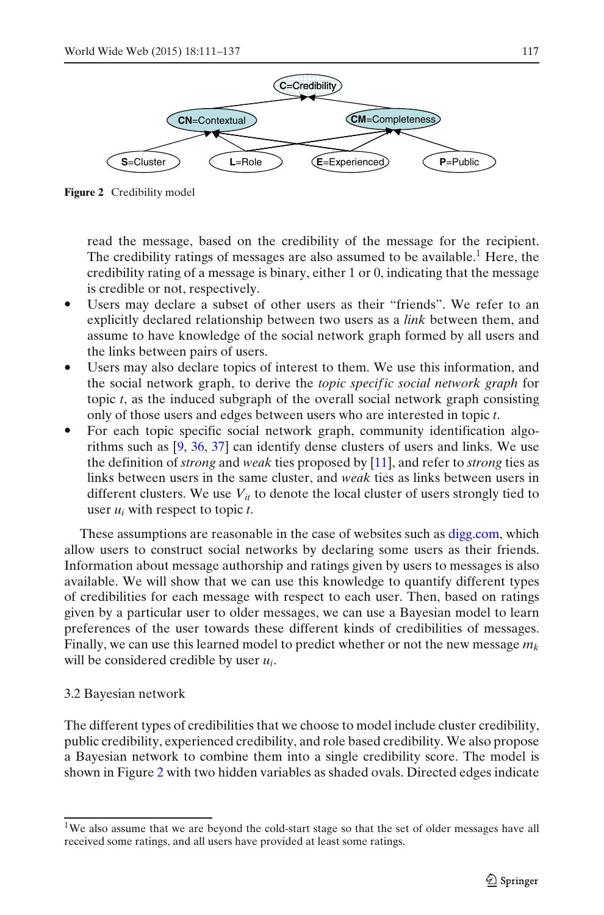C=Credibility

CN=Contextual

CM=Completeness

S=Cluster

L=Role

E=Experienced

P=Public

**Figure 2** Credibility model

read the message, based on the credibility of the message for the recipient. The credibility ratings of messages are also assumed to be available.[1] Here, the credibility rating of a message is binary, either 1 or 0, indicating that the message is credible or not, respectively.

- Users may declare a subset of other users as their "friends". We refer to an explicitly declared relationship between two users as a *link* between them, and assume to have knowledge of the social network graph formed by all users and the links between pairs of users.
- Users may also declare topics of interest to them. We use this information, and the social network graph, to derive the *topic specific social network graph* for topic $t$, as the induced subgraph of the overall social network graph consisting only of those users and edges between users who are interested in topic $t$.
- For each topic specific social network graph, community identification algorithms such as [9, 36, 37] can identify dense clusters of users and links. We use the definition of *strong* and *weak* ties proposed by [11], and refer to *strong* ties as links between users in the same cluster, and *weak* ties as links between users in different clusters. We use $V_{it}$ to denote the local cluster of users strongly tied to user $u_i$ with respect to topic $t$.

These assumptions are reasonable in the case of websites such as digg.com, which allow users to construct social networks by declaring some users as their friends. Information about message authorship and ratings given by users to messages is also available. We will show that we can use this knowledge to quantify different types of credibilities for each message with respect to each user. Then, based on ratings given by a particular user to older messages, we can use a Bayesian model to learn preferences of the user towards these different kinds of credibilities of messages. Finally, we can use this learned model to predict whether or not the new message $m_k$ will be considered credible by user $u_i$.

### 3.2 Bayesian network

The different types of credibilities that we choose to model include cluster credibility, public credibility, experienced credibility, and role based credibility. We also propose a Bayesian network to combine them into a single credibility score. The model is shown in Figure 2 with two hidden variables as shaded ovals. Directed edges indicate

[1] We also assume that we are beyond the cold-start stage so that the set of older messages have all received some ratings, and all users have provided at least some ratings.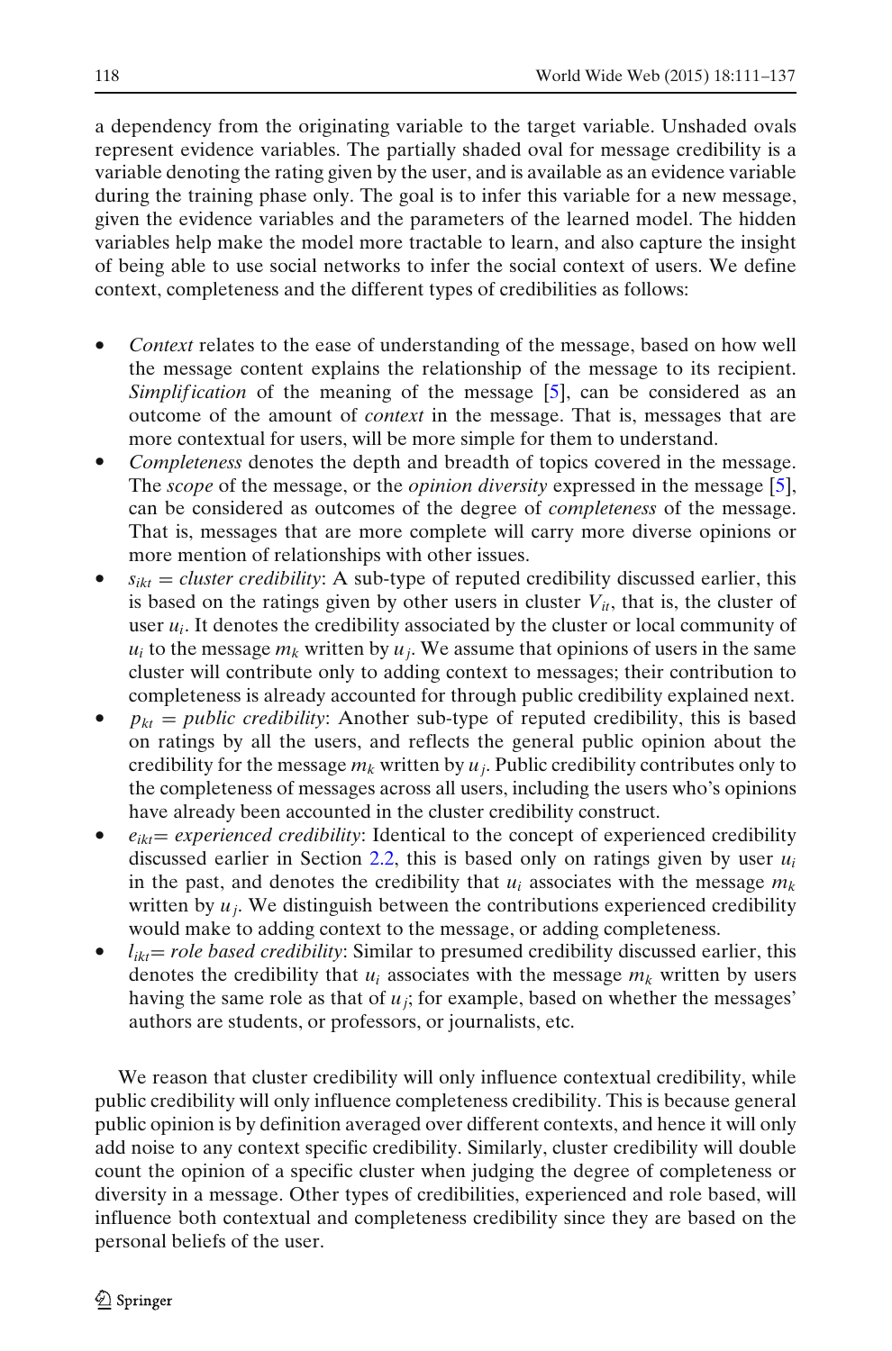a dependency from the originating variable to the target variable. Unshaded ovals represent evidence variables. The partially shaded oval for message credibility is a variable denoting the rating given by the user, and is available as an evidence variable during the training phase only. The goal is to infer this variable for a new message, given the evidence variables and the parameters of the learned model. The hidden variables help make the model more tractable to learn, and also capture the insight of being able to use social networks to infer the social context of users. We define context, completeness and the different types of credibilities as follows:

- *Context* relates to the ease of understanding of the message, based on how well the message content explains the relationship of the message to its recipient. *Simplification* of the meaning of the message [5], can be considered as an outcome of the amount of *context* in the message. That is, messages that are more contextual for users, will be more simple for them to understand.
- *Completeness* denotes the depth and breadth of topics covered in the message. The *scope* of the message, or the *opinion diversity* expressed in the message [5], can be considered as outcomes of the degree of *completeness* of the message. That is, messages that are more complete will carry more diverse opinions or more mention of relationships with other issues.
- $s_{ikt}$ = *cluster credibility*: A sub-type of reputed credibility discussed earlier, this is based on the ratings given by other users in cluster $V_{it}$, that is, the cluster of user $u_i$. It denotes the credibility associated by the cluster or local community of $u_i$ to the message $m_k$ written by $u_j$. We assume that opinions of users in the same cluster will contribute only to adding context to messages; their contribution to completeness is already accounted for through public credibility explained next.
- $p_{kt}$ = *public credibility*: Another sub-type of reputed credibility, this is based on ratings by all the users, and reflects the general public opinion about the credibility for the message $m_k$ written by $u_j$. Public credibility contributes only to the completeness of messages across all users, including the users who's opinions have already been accounted in the cluster credibility construct.
- $e_{ikt}$= *experienced credibility*: Identical to the concept of experienced credibility discussed earlier in Section 2.2, this is based only on ratings given by user $u_i$ in the past, and denotes the credibility that $u_i$ associates with the message $m_k$ written by $u_j$. We distinguish between the contributions experienced credibility would make to adding context to the message, or adding completeness.
- $l_{ikt}$= *role based credibility*: Similar to presumed credibility discussed earlier, this denotes the credibility that $u_i$ associates with the message $m_k$ written by users having the same role as that of $u_j$; for example, based on whether the messages' authors are students, or professors, or journalists, etc.

We reason that cluster credibility will only influence contextual credibility, while public credibility will only influence completeness credibility. This is because general public opinion is by definition averaged over different contexts, and hence it will only add noise to any context specific credibility. Similarly, cluster credibility will double count the opinion of a specific cluster when judging the degree of completeness or diversity in a message. Other types of credibilities, experienced and role based, will influence both contextual and completeness credibility since they are based on the personal beliefs of the user.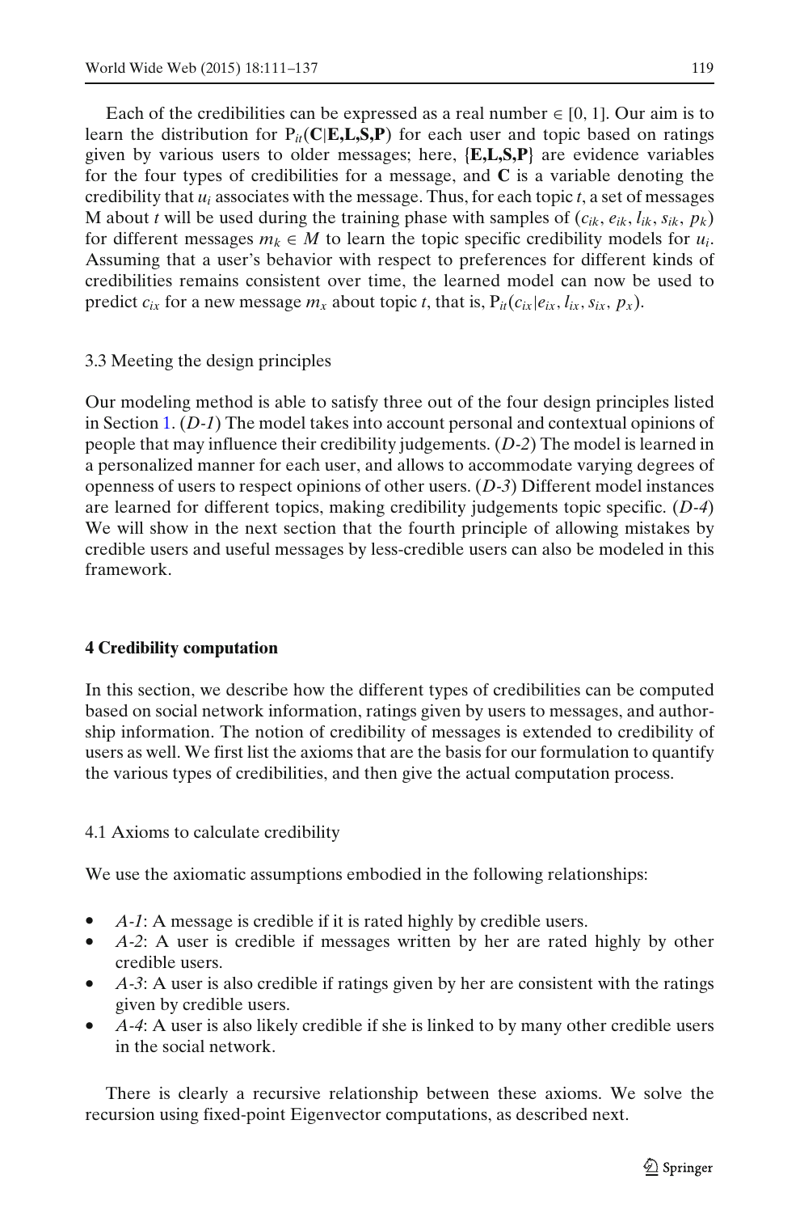Each of the credibilities can be expressed as a real number $\in [0, 1]$. Our aim is to learn the distribution for $P_{it}(\mathbf{C}|\mathbf{E},\mathbf{L},\mathbf{S},\mathbf{P})$ for each user and topic based on ratings given by various users to older messages; here, $\{\mathbf{E},\mathbf{L},\mathbf{S},\mathbf{P}\}$ are evidence variables for the four types of credibilities for a message, and $\mathbf{C}$ is a variable denoting the credibility that $u_i$ associates with the message. Thus, for each topic $t$, a set of messages M about $t$ will be used during the training phase with samples of $(c_{ik}, e_{ik}, l_{ik}, s_{ik}, p_k)$ for different messages $m_k \in M$ to learn the topic specific credibility models for $u_i$. Assuming that a user's behavior with respect to preferences for different kinds of credibilities remains consistent over time, the learned model can now be used to predict $c_{ix}$ for a new message $m_x$ about topic $t$, that is, $P_{it}(c_{ix}|e_{ix}, l_{ix}, s_{ix}, p_x)$.

### 3.3 Meeting the design principles

Our modeling method is able to satisfy three out of the four design principles listed in Section 1. (*D-1*) The model takes into account personal and contextual opinions of people that may influence their credibility judgements. (*D-2*) The model is learned in a personalized manner for each user, and allows to accommodate varying degrees of openness of users to respect opinions of other users. (*D-3*) Different model instances are learned for different topics, making credibility judgements topic specific. (*D-4*) We will show in the next section that the fourth principle of allowing mistakes by credible users and useful messages by less-credible users can also be modeled in this framework.

## 4 Credibility computation

In this section, we describe how the different types of credibilities can be computed based on social network information, ratings given by users to messages, and authorship information. The notion of credibility of messages is extended to credibility of users as well. We first list the axioms that are the basis for our formulation to quantify the various types of credibilities, and then give the actual computation process.

### 4.1 Axioms to calculate credibility

We use the axiomatic assumptions embodied in the following relationships:

- *A-1*: A message is credible if it is rated highly by credible users.
- *A-2*: A user is credible if messages written by her are rated highly by other credible users.
- *A-3*: A user is also credible if ratings given by her are consistent with the ratings given by credible users.
- *A-4*: A user is also likely credible if she is linked to by many other credible users in the social network.

There is clearly a recursive relationship between these axioms. We solve the recursion using fixed-point Eigenvector computations, as described next.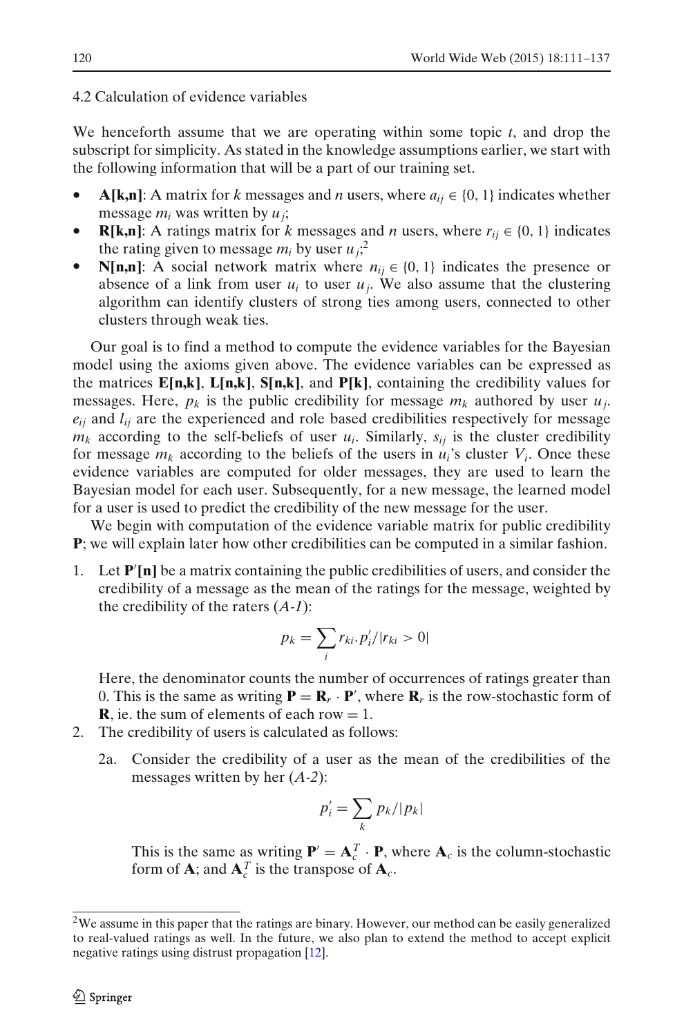### 4.2 Calculation of evidence variables

We henceforth assume that we are operating within some topic $t$, and drop the subscript for simplicity. As stated in the knowledge assumptions earlier, we start with the following information that will be a part of our training set.

- **A[k,n]**: A matrix for $k$ messages and $n$ users, where $a_{ij} \in \{0, 1\}$ indicates whether message $m_i$ was written by $u_j$;
- **R[k,n]**: A ratings matrix for $k$ messages and $n$ users, where $r_{ij} \in \{0, 1\}$ indicates the rating given to message $m_i$ by user $u_j$;[2]
- **N[n,n]**: A social network matrix where $n_{ij} \in \{0, 1\}$ indicates the presence or absence of a link from user $u_i$ to user $u_j$. We also assume that the clustering algorithm can identify clusters of strong ties among users, connected to other clusters through weak ties.

Our goal is to find a method to compute the evidence variables for the Bayesian model using the axioms given above. The evidence variables can be expressed as the matrices **E[n,k]**, **L[n,k]**, **S[n,k]**, and **P[k]**, containing the credibility values for messages. Here, $p_k$ is the public credibility for message $m_k$ authored by user $u_j$. $e_{ij}$ and $l_{ij}$ are the experienced and role based credibilities respectively for message $m_k$ according to the self-beliefs of user $u_i$. Similarly, $s_{ij}$ is the cluster credibility for message $m_k$ according to the beliefs of the users in $u_i$'s cluster $V_i$. Once these evidence variables are computed for older messages, they are used to learn the Bayesian model for each user. Subsequently, for a new message, the learned model for a user is used to predict the credibility of the new message for the user.

We begin with computation of the evidence variable matrix for public credibility **P**; we will explain later how other credibilities can be computed in a similar fashion.

1. Let $\mathbf{P}'$**[n]** be a matrix containing the public credibilities of users, and consider the credibility of a message as the mean of the ratings for the message, weighted by the credibility of the raters (*A-1*):

$$p_k = \sum_i r_{ki}.p'_i / |r_{ki} > 0|$$

   Here, the denominator counts the number of occurrences of ratings greater than 0. This is the same as writing $\mathbf{P} = \mathbf{R}_r \cdot \mathbf{P}'$, where $\mathbf{R}_r$ is the row-stochastic form of $\mathbf{R}$, ie. the sum of elements of each row = 1.

2. The credibility of users is calculated as follows:

   2a. Consider the credibility of a user as the mean of the credibilities of the messages written by her (*A-2*):

$$p'_i = \sum_k p_k / |p_k|$$

   This is the same as writing $\mathbf{P}' = \mathbf{A}_c^T \cdot \mathbf{P}$, where $\mathbf{A}_c$ is the column-stochastic form of $\mathbf{A}$; and $\mathbf{A}_c^T$ is the transpose of $\mathbf{A}_c$.

---

[2] We assume in this paper that the ratings are binary. However, our method can be easily generalized to real-valued ratings as well. In the future, we also plan to extend the method to accept explicit negative ratings using distrust propagation [12].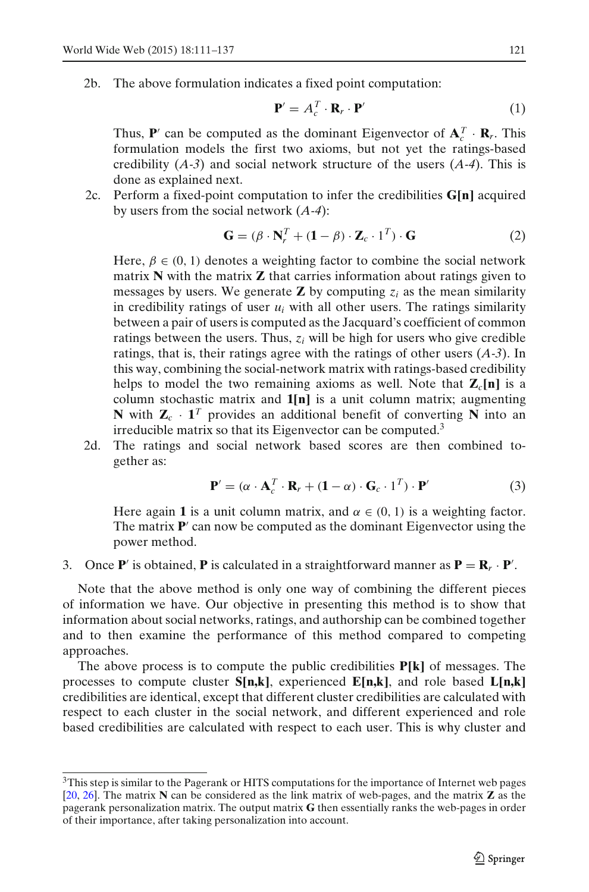2b. The above formulation indicates a fixed point computation:

$$\mathbf{P}' = A_c^T \cdot \mathbf{R}_r \cdot \mathbf{P}' \tag{1}$$

Thus, $\mathbf{P}'$ can be computed as the dominant Eigenvector of $\mathbf{A}_c^T \cdot \mathbf{R}_r$. This formulation models the first two axioms, but not yet the ratings-based credibility (*A-3*) and social network structure of the users (*A-4*). This is done as explained next.

2c. Perform a fixed-point computation to infer the credibilities **G[n]** acquired by users from the social network (*A-4*):

$$\mathbf{G} = (\beta \cdot \mathbf{N}_r^T + (\mathbf{1} - \beta) \cdot \mathbf{Z}_c \cdot 1^T) \cdot \mathbf{G} \tag{2}$$

Here, $\beta \in (0, 1)$ denotes a weighting factor to combine the social network matrix **N** with the matrix **Z** that carries information about ratings given to messages by users. We generate **Z** by computing $z_i$ as the mean similarity in credibility ratings of user $u_i$ with all other users. The ratings similarity between a pair of users is computed as the Jacquard's coefficient of common ratings between the users. Thus, $z_i$ will be high for users who give credible ratings, that is, their ratings agree with the ratings of other users (*A-3*). In this way, combining the social-network matrix with ratings-based credibility helps to model the two remaining axioms as well. Note that $\mathbf{Z}_c$**[n]** is a column stochastic matrix and **1[n]** is a unit column matrix; augmenting **N** with $\mathbf{Z}_c \cdot \mathbf{1}^T$ provides an additional benefit of converting **N** into an irreducible matrix so that its Eigenvector can be computed.[3]

2d. The ratings and social network based scores are then combined together as:

$$\mathbf{P}' = (\alpha \cdot \mathbf{A}_c^T \cdot \mathbf{R}_r + (\mathbf{1} - \alpha) \cdot \mathbf{G}_c \cdot 1^T) \cdot \mathbf{P}' \tag{3}$$

Here again **1** is a unit column matrix, and $\alpha \in (0, 1)$ is a weighting factor. The matrix $\mathbf{P}'$ can now be computed as the dominant Eigenvector using the power method.

3. Once $\mathbf{P}'$ is obtained, **P** is calculated in a straightforward manner as $\mathbf{P} = \mathbf{R}_r \cdot \mathbf{P}'$.

Note that the above method is only one way of combining the different pieces of information we have. Our objective in presenting this method is to show that information about social networks, ratings, and authorship can be combined together and to then examine the performance of this method compared to competing approaches.

The above process is to compute the public credibilities **P[k]** of messages. The processes to compute cluster **S[n,k]**, experienced **E[n,k]**, and role based **L[n,k]** credibilities are identical, except that different cluster credibilities are calculated with respect to each cluster in the social network, and different experienced and role based credibilities are calculated with respect to each user. This is why cluster and

[3] This step is similar to the Pagerank or HITS computations for the importance of Internet web pages [20, 26]. The matrix **N** can be considered as the link matrix of web-pages, and the matrix **Z** as the pagerank personalization matrix. The output matrix **G** then essentially ranks the web-pages in order of their importance, after taking personalization into account.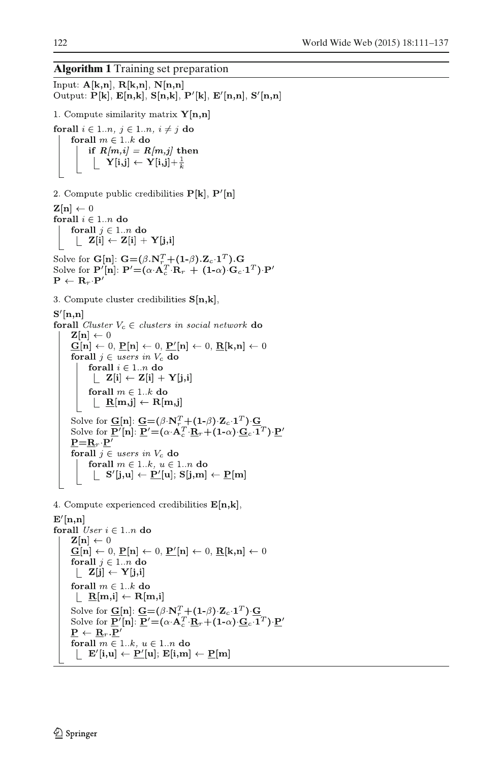**Algorithm 1** Training set preparation

```
Input: A[k,n], R[k,n], N[n,n]
Output: P[k], E[n,k], S[n,k], P'[k], E'[n,n], S'[n,n]

1. Compute similarity matrix Y[n,n]
forall i ∈ 1..n, j ∈ 1..n, i ≠ j do
    forall m ∈ 1..k do
        if R[m,i] = R[m,j] then
            Y[i,j] ← Y[i,j] + 1/k

2. Compute public credibilities P[k], P'[n]
Z[n] ← 0
forall i ∈ 1..n do
    forall j ∈ 1..n do
        Z[i] ← Z[i] + Y[j,i]
Solve for G[n]: G=(β.N_r^T+(1-β).Z_c·1^T).G
Solve for P'[n]: P'=(α·A_c^T·R_r + (1-α)·G_c·1^T)·P'
P ← R_r·P'

3. Compute cluster credibilities S[n,k],
S'[n,n]
forall Cluster V_c ∈ clusters in social network do
    Z[n] ← 0
    G_[n] ← 0, P_[n] ← 0, P_'[n] ← 0, R_[k,n] ← 0
    forall j ∈ users in V_c do
        forall i ∈ 1..n do
            Z[i] ← Z[i] + Y[j,i]
        forall m ∈ 1..k do
            R_[m,j] ← R[m,j]
    Solve for G_[n]: G_=(β·N_r^T+(1-β)·Z_c·1^T)·G_
    Solve for P_'[n]: P_'=(α·A_c^T·R_r+(1-α)·G_c·1^T)·P_'
    P_=R_r·P_'
    forall j ∈ users in V_c do
        forall m ∈ 1..k, u ∈ 1..n do
            S'[j,u] ← P_'[u]; S[j,m] ← P_[m]

4. Compute experienced credibilities E[n,k],
E'[n,n]
forall User i ∈ 1..n do
    Z[n] ← 0
    G_[n] ← 0, P_[n] ← 0, P_'[n] ← 0, R_[k,n] ← 0
    forall j ∈ 1..n do
        Z[j] ← Y[j,i]
    forall m ∈ 1..k do
        R_[m,i] ← R[m,i]
    Solve for G_[n]: G_=(β·N_r^T+(1-β)·Z_c·1^T)·G_
    Solve for P_'[n]: P_'=(α·A_c^T·R_r+(1-α)·G_c·1^T)·P_'
    P_ ← R_r.P_'
    forall m ∈ 1..k, u ∈ 1..n do
        E'[i,u] ← P_'[u]; E[i,m] ← P_[m]
```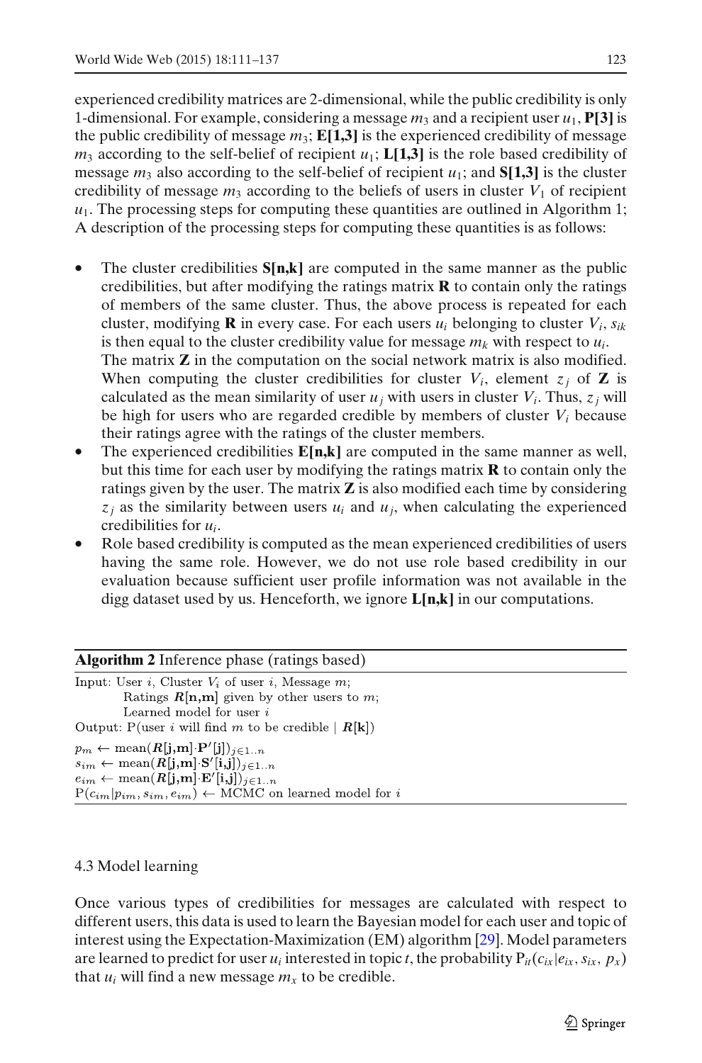experienced credibility matrices are 2-dimensional, while the public credibility is only 1-dimensional. For example, considering a message $m_3$ and a recipient user $u_1$, **P[3]** is the public credibility of message $m_3$; **E[1,3]** is the experienced credibility of message $m_3$ according to the self-belief of recipient $u_1$; **L[1,3]** is the role based credibility of message $m_3$ also according to the self-belief of recipient $u_1$; and **S[1,3]** is the cluster credibility of message $m_3$ according to the beliefs of users in cluster $V_1$ of recipient $u_1$. The processing steps for computing these quantities are outlined in Algorithm 1; A description of the processing steps for computing these quantities is as follows:

- The cluster credibilities **S[n,k]** are computed in the same manner as the public credibilities, but after modifying the ratings matrix **R** to contain only the ratings of members of the same cluster. Thus, the above process is repeated for each cluster, modifying **R** in every case. For each users $u_i$ belonging to cluster $V_i$, $s_{ik}$ is then equal to the cluster credibility value for message $m_k$ with respect to $u_i$.
  The matrix **Z** in the computation on the social network matrix is also modified. When computing the cluster credibilities for cluster $V_i$, element $z_j$ of **Z** is calculated as the mean similarity of user $u_j$ with users in cluster $V_i$. Thus, $z_j$ will be high for users who are regarded credible by members of cluster $V_i$ because their ratings agree with the ratings of the cluster members.
- The experienced credibilities **E[n,k]** are computed in the same manner as well, but this time for each user by modifying the ratings matrix **R** to contain only the ratings given by the user. The matrix **Z** is also modified each time by considering $z_j$ as the similarity between users $u_i$ and $u_j$, when calculating the experienced credibilities for $u_i$.
- Role based credibility is computed as the mean experienced credibilities of users having the same role. However, we do not use role based credibility in our evaluation because sufficient user profile information was not available in the digg dataset used by us. Henceforth, we ignore **L[n,k]** in our computations.

---

**Algorithm 2** Inference phase (ratings based)

Input: User $i$, Cluster $V_i$ of user $i$, Message $m$;
Ratings $\boldsymbol{R}[\mathbf{n},\mathbf{m}]$ given by other users to $m$;
Learned model for user $i$

Output: P(user $i$ will find $m$ to be credible | $\boldsymbol{R}[\mathbf{k}]$)

$p_m \leftarrow \text{mean}(\boldsymbol{R}[\mathbf{j},\mathbf{m}] \cdot \mathbf{P}'[\mathbf{j}])_{j \in 1..n}$
$s_{im} \leftarrow \text{mean}(\boldsymbol{R}[\mathbf{j},\mathbf{m}] \cdot \mathbf{S}'[\mathbf{i},\mathbf{j}])_{j \in 1..n}$
$e_{im} \leftarrow \text{mean}(\boldsymbol{R}[\mathbf{j},\mathbf{m}] \cdot \mathbf{E}'[\mathbf{i},\mathbf{j}])_{j \in 1..n}$
$\text{P}(c_{im} | p_{im}, s_{im}, e_{im}) \leftarrow$ MCMC on learned model for $i$

---

### 4.3 Model learning

Once various types of credibilities for messages are calculated with respect to different users, this data is used to learn the Bayesian model for each user and topic of interest using the Expectation-Maximization (EM) algorithm [29]. Model parameters are learned to predict for user $u_i$ interested in topic $t$, the probability $\text{P}_{it}(c_{ix}|e_{ix}, s_{ix}, p_x)$ that $u_i$ will find a new message $m_x$ to be credible.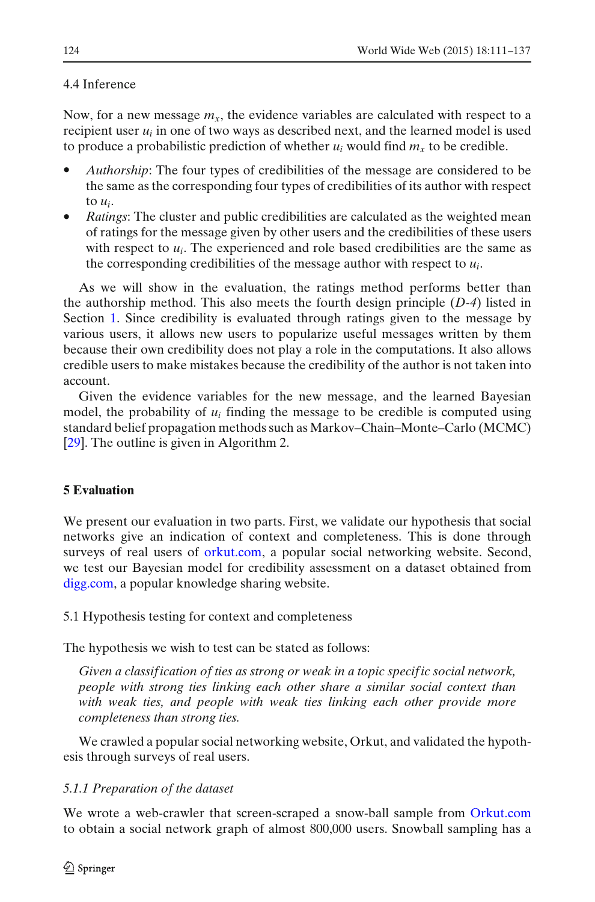### 4.4 Inference

Now, for a new message $m_x$, the evidence variables are calculated with respect to a recipient user $u_i$ in one of two ways as described next, and the learned model is used to produce a probabilistic prediction of whether $u_i$ would find $m_x$ to be credible.

- *Authorship*: The four types of credibilities of the message are considered to be the same as the corresponding four types of credibilities of its author with respect to $u_i$.
- *Ratings*: The cluster and public credibilities are calculated as the weighted mean of ratings for the message given by other users and the credibilities of these users with respect to $u_i$. The experienced and role based credibilities are the same as the corresponding credibilities of the message author with respect to $u_i$.

As we will show in the evaluation, the ratings method performs better than the authorship method. This also meets the fourth design principle (*D-4*) listed in Section 1. Since credibility is evaluated through ratings given to the message by various users, it allows new users to popularize useful messages written by them because their own credibility does not play a role in the computations. It also allows credible users to make mistakes because the credibility of the author is not taken into account.

Given the evidence variables for the new message, and the learned Bayesian model, the probability of $u_i$ finding the message to be credible is computed using standard belief propagation methods such as Markov–Chain–Monte–Carlo (MCMC) [29]. The outline is given in Algorithm 2.

## 5 Evaluation

We present our evaluation in two parts. First, we validate our hypothesis that social networks give an indication of context and completeness. This is done through surveys of real users of orkut.com, a popular social networking website. Second, we test our Bayesian model for credibility assessment on a dataset obtained from digg.com, a popular knowledge sharing website.

### 5.1 Hypothesis testing for context and completeness

The hypothesis we wish to test can be stated as follows:

> *Given a classification of ties as strong or weak in a topic specific social network, people with strong ties linking each other share a similar social context than with weak ties, and people with weak ties linking each other provide more completeness than strong ties.*

We crawled a popular social networking website, Orkut, and validated the hypothesis through surveys of real users.

#### *5.1.1 Preparation of the dataset*

We wrote a web-crawler that screen-scraped a snow-ball sample from Orkut.com to obtain a social network graph of almost 800,000 users. Snowball sampling has a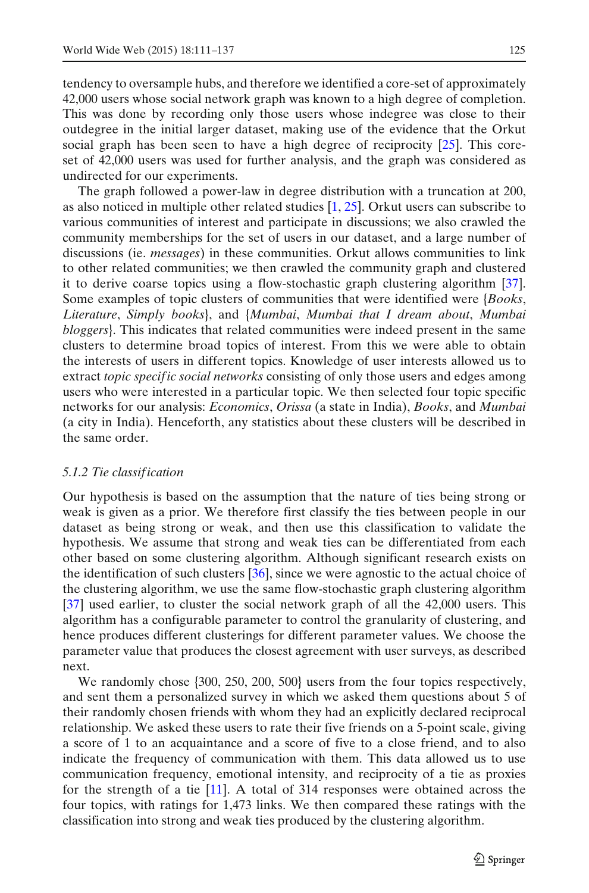tendency to oversample hubs, and therefore we identified a core-set of approximately 42,000 users whose social network graph was known to a high degree of completion. This was done by recording only those users whose indegree was close to their outdegree in the initial larger dataset, making use of the evidence that the Orkut social graph has been seen to have a high degree of reciprocity [25]. This core-set of 42,000 users was used for further analysis, and the graph was considered as undirected for our experiments.

The graph followed a power-law in degree distribution with a truncation at 200, as also noticed in multiple other related studies [1, 25]. Orkut users can subscribe to various communities of interest and participate in discussions; we also crawled the community memberships for the set of users in our dataset, and a large number of discussions (ie. *messages*) in these communities. Orkut allows communities to link to other related communities; we then crawled the community graph and clustered it to derive coarse topics using a flow-stochastic graph clustering algorithm [37]. Some examples of topic clusters of communities that were identified were {*Books*, *Literature*, *Simply books*}, and {*Mumbai*, *Mumbai that I dream about*, *Mumbai bloggers*}. This indicates that related communities were indeed present in the same clusters to determine broad topics of interest. From this we were able to obtain the interests of users in different topics. Knowledge of user interests allowed us to extract *topic specific social networks* consisting of only those users and edges among users who were interested in a particular topic. We then selected four topic specific networks for our analysis: *Economics*, *Orissa* (a state in India), *Books*, and *Mumbai* (a city in India). Henceforth, any statistics about these clusters will be described in the same order.

#### *5.1.2 Tie classification*

Our hypothesis is based on the assumption that the nature of ties being strong or weak is given as a prior. We therefore first classify the ties between people in our dataset as being strong or weak, and then use this classification to validate the hypothesis. We assume that strong and weak ties can be differentiated from each other based on some clustering algorithm. Although significant research exists on the identification of such clusters [36], since we were agnostic to the actual choice of the clustering algorithm, we use the same flow-stochastic graph clustering algorithm [37] used earlier, to cluster the social network graph of all the 42,000 users. This algorithm has a configurable parameter to control the granularity of clustering, and hence produces different clusterings for different parameter values. We choose the parameter value that produces the closest agreement with user surveys, as described next.

We randomly chose {300, 250, 200, 500} users from the four topics respectively, and sent them a personalized survey in which we asked them questions about 5 of their randomly chosen friends with whom they had an explicitly declared reciprocal relationship. We asked these users to rate their five friends on a 5-point scale, giving a score of 1 to an acquaintance and a score of five to a close friend, and to also indicate the frequency of communication with them. This data allowed us to use communication frequency, emotional intensity, and reciprocity of a tie as proxies for the strength of a tie [11]. A total of 314 responses were obtained across the four topics, with ratings for 1,473 links. We then compared these ratings with the classification into strong and weak ties produced by the clustering algorithm.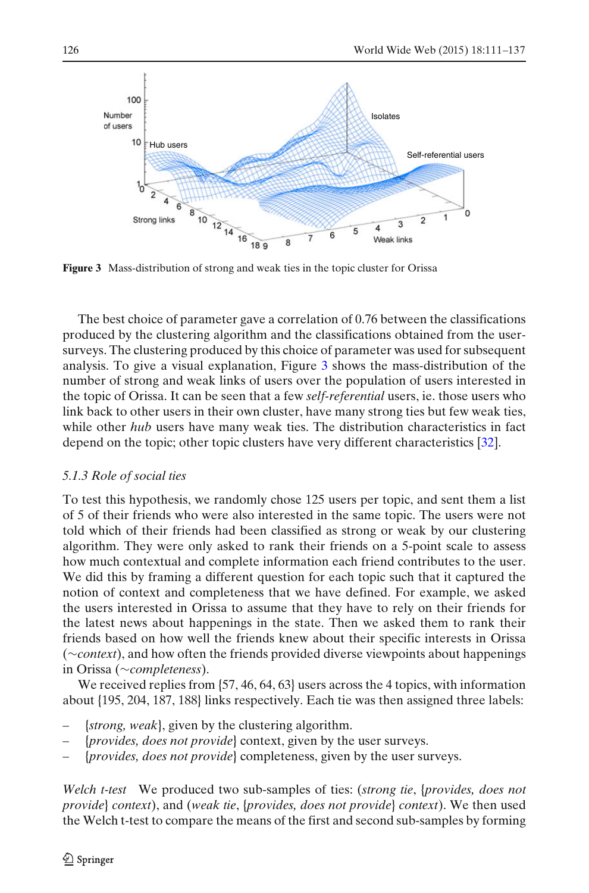**Figure 3** Mass-distribution of strong and weak ties in the topic cluster for Orissa

The best choice of parameter gave a correlation of 0.76 between the classifications produced by the clustering algorithm and the classifications obtained from the user-surveys. The clustering produced by this choice of parameter was used for subsequent analysis. To give a visual explanation, Figure 3 shows the mass-distribution of the number of strong and weak links of users over the population of users interested in the topic of Orissa. It can be seen that a few *self-referential* users, ie. those users who link back to other users in their own cluster, have many strong ties but few weak ties, while other *hub* users have many weak ties. The distribution characteristics in fact depend on the topic; other topic clusters have very different characteristics [32].

### 5.1.3 Role of social ties

To test this hypothesis, we randomly chose 125 users per topic, and sent them a list of 5 of their friends who were also interested in the same topic. The users were not told which of their friends had been classified as strong or weak by our clustering algorithm. They were only asked to rank their friends on a 5-point scale to assess how much contextual and complete information each friend contributes to the user. We did this by framing a different question for each topic such that it captured the notion of context and completeness that we have defined. For example, we asked the users interested in Orissa to assume that they have to rely on their friends for the latest news about happenings in the state. Then we asked them to rank their friends based on how well the friends knew about their specific interests in Orissa (∼*context*), and how often the friends provided diverse viewpoints about happenings in Orissa (∼*completeness*).

We received replies from {57, 46, 64, 63} users across the 4 topics, with information about {195, 204, 187, 188} links respectively. Each tie was then assigned three labels:

- {*strong, weak*}, given by the clustering algorithm.
- {*provides, does not provide*} context, given by the user surveys.
- {*provides, does not provide*} completeness, given by the user surveys.

*Welch t-test* We produced two sub-samples of ties: (*strong tie*, {*provides, does not provide*} *context*), and (*weak tie*, {*provides, does not provide*} *context*). We then used the Welch t-test to compare the means of the first and second sub-samples by forming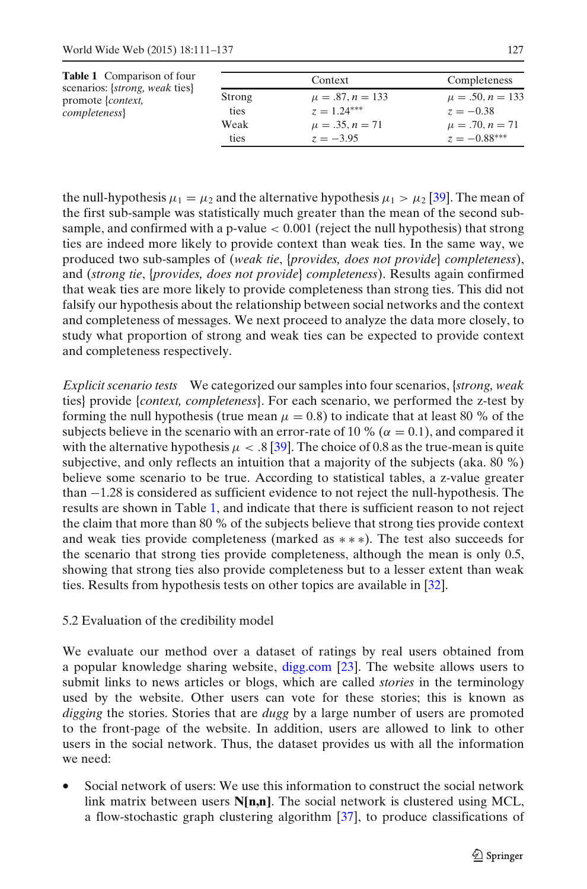**Table 1** Comparison of four scenarios: {*strong*, *weak* ties} promote {*context*, *completeness*}

| | Context | Completeness |
|---|---|---|
| Strong ties | $\mu = .87, n = 133$ <br> $z = 1.24^{***}$ | $\mu = .50, n = 133$ <br> $z = -0.38$ |
| Weak ties | $\mu = .35, n = 71$ <br> $z = -3.95$ | $\mu = .70, n = 71$ <br> $z = -0.88^{***}$ |

the null-hypothesis $\mu_1 = \mu_2$ and the alternative hypothesis $\mu_1 > \mu_2$ [39]. The mean of the first sub-sample was statistically much greater than the mean of the second sub-sample, and confirmed with a p-value $< 0.001$ (reject the null hypothesis) that strong ties are indeed more likely to provide context than weak ties. In the same way, we produced two sub-samples of (*weak tie*, {*provides, does not provide*} *completeness*), and (*strong tie*, {*provides, does not provide*} *completeness*). Results again confirmed that weak ties are more likely to provide completeness than strong ties. This did not falsify our hypothesis about the relationship between social networks and the context and completeness of messages. We next proceed to analyze the data more closely, to study what proportion of strong and weak ties can be expected to provide context and completeness respectively.

*Explicit scenario tests* We categorized our samples into four scenarios, {*strong, weak* ties} provide {*context, completeness*}. For each scenario, we performed the z-test by forming the null hypothesis (true mean $\mu = 0.8$) to indicate that at least 80 % of the subjects believe in the scenario with an error-rate of 10 % ($\alpha = 0.1$), and compared it with the alternative hypothesis $\mu < .8$ [39]. The choice of 0.8 as the true-mean is quite subjective, and only reflects an intuition that a majority of the subjects (aka. 80 %) believe some scenario to be true. According to statistical tables, a z-value greater than $-1.28$ is considered as sufficient evidence to not reject the null-hypothesis. The results are shown in Table 1, and indicate that there is sufficient reason to not reject the claim that more than 80 % of the subjects believe that strong ties provide context and weak ties provide completeness (marked as $***$). The test also succeeds for the scenario that strong ties provide completeness, although the mean is only 0.5, showing that strong ties also provide completeness but to a lesser extent than weak ties. Results from hypothesis tests on other topics are available in [32].

### 5.2 Evaluation of the credibility model

We evaluate our method over a dataset of ratings by real users obtained from a popular knowledge sharing website, digg.com [23]. The website allows users to submit links to news articles or blogs, which are called *stories* in the terminology used by the website. Other users can vote for these stories; this is known as *digging* the stories. Stories that are *dugg* by a large number of users are promoted to the front-page of the website. In addition, users are allowed to link to other users in the social network. Thus, the dataset provides us with all the information we need:

- Social network of users: We use this information to construct the social network link matrix between users **N[n,n]**. The social network is clustered using MCL, a flow-stochastic graph clustering algorithm [37], to produce classifications of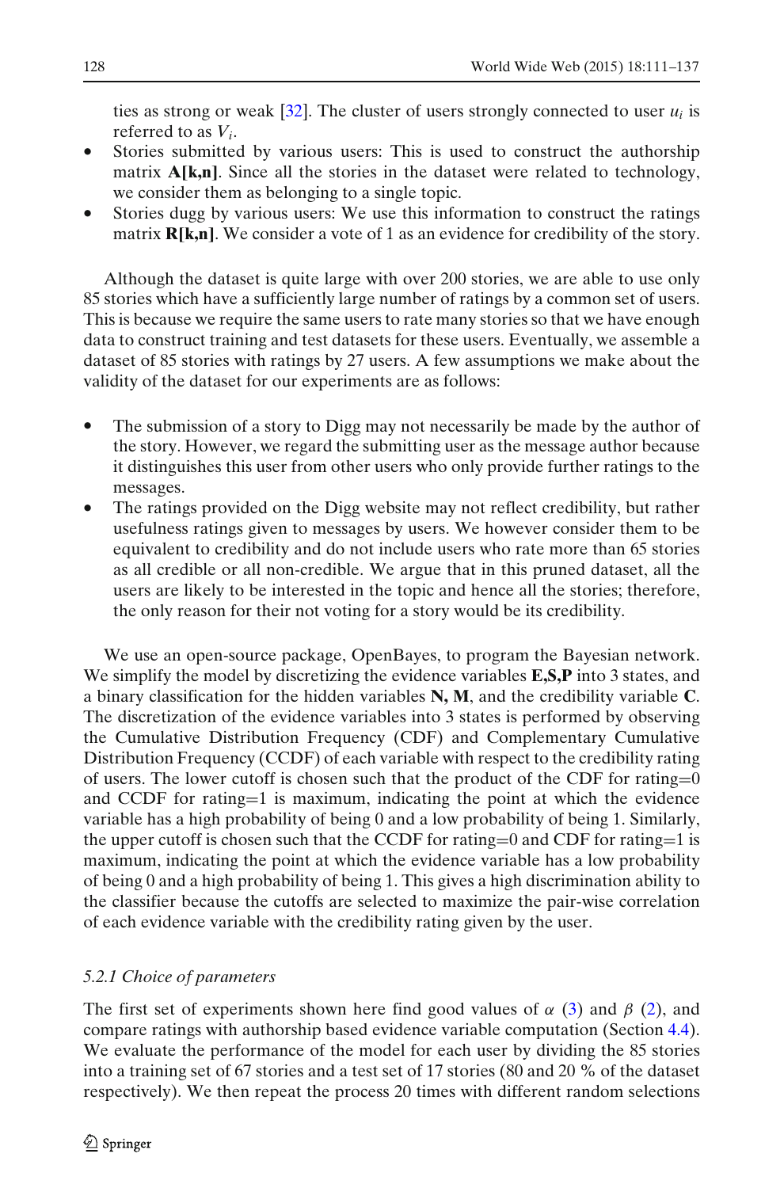ties as strong or weak [32]. The cluster of users strongly connected to user $u_i$ is referred to as $V_i$.

- Stories submitted by various users: This is used to construct the authorship matrix **A[k,n]**. Since all the stories in the dataset were related to technology, we consider them as belonging to a single topic.
- Stories dugg by various users: We use this information to construct the ratings matrix **R[k,n]**. We consider a vote of 1 as an evidence for credibility of the story.

Although the dataset is quite large with over 200 stories, we are able to use only 85 stories which have a sufficiently large number of ratings by a common set of users. This is because we require the same users to rate many stories so that we have enough data to construct training and test datasets for these users. Eventually, we assemble a dataset of 85 stories with ratings by 27 users. A few assumptions we make about the validity of the dataset for our experiments are as follows:

- The submission of a story to Digg may not necessarily be made by the author of the story. However, we regard the submitting user as the message author because it distinguishes this user from other users who only provide further ratings to the messages.
- The ratings provided on the Digg website may not reflect credibility, but rather usefulness ratings given to messages by users. We however consider them to be equivalent to credibility and do not include users who rate more than 65 stories as all credible or all non-credible. We argue that in this pruned dataset, all the users are likely to be interested in the topic and hence all the stories; therefore, the only reason for their not voting for a story would be its credibility.

We use an open-source package, OpenBayes, to program the Bayesian network. We simplify the model by discretizing the evidence variables **E,S,P** into 3 states, and a binary classification for the hidden variables **N, M**, and the credibility variable **C**. The discretization of the evidence variables into 3 states is performed by observing the Cumulative Distribution Frequency (CDF) and Complementary Cumulative Distribution Frequency (CCDF) of each variable with respect to the credibility rating of users. The lower cutoff is chosen such that the product of the CDF for rating=0 and CCDF for rating=1 is maximum, indicating the point at which the evidence variable has a high probability of being 0 and a low probability of being 1. Similarly, the upper cutoff is chosen such that the CCDF for rating=0 and CDF for rating=1 is maximum, indicating the point at which the evidence variable has a low probability of being 0 and a high probability of being 1. This gives a high discrimination ability to the classifier because the cutoffs are selected to maximize the pair-wise correlation of each evidence variable with the credibility rating given by the user.

### *5.2.1 Choice of parameters*

The first set of experiments shown here find good values of $\alpha$ (3) and $\beta$ (2), and compare ratings with authorship based evidence variable computation (Section 4.4). We evaluate the performance of the model for each user by dividing the 85 stories into a training set of 67 stories and a test set of 17 stories (80 and 20 % of the dataset respectively). We then repeat the process 20 times with different random selections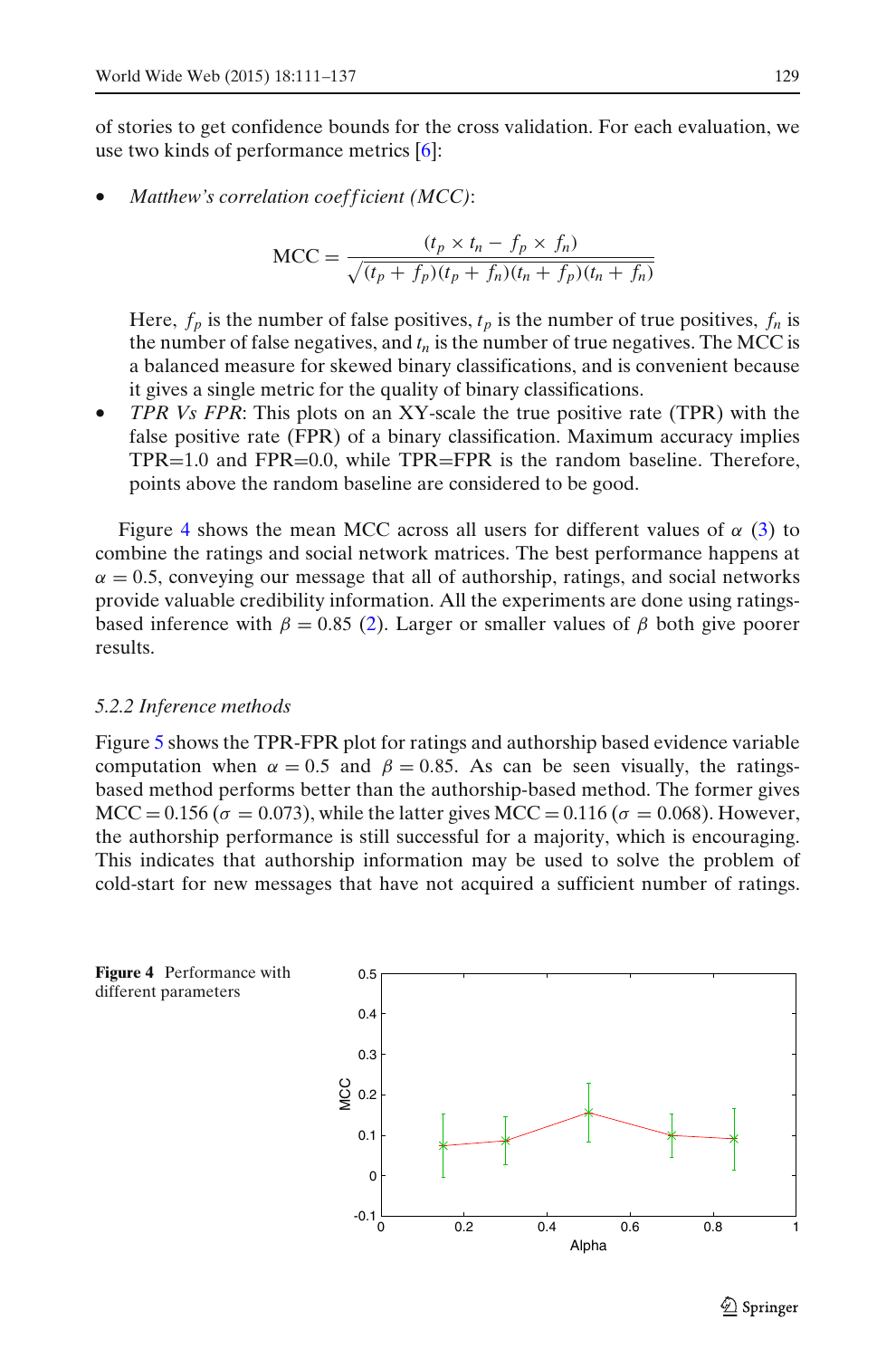of stories to get confidence bounds for the cross validation. For each evaluation, we use two kinds of performance metrics [6]:

- *Matthew's correlation coefficient (MCC)*:

$$\text{MCC} = \frac{(t_p \times t_n - f_p \times f_n)}{\sqrt{(t_p + f_p)(t_p + f_n)(t_n + f_p)(t_n + f_n)}}$$

  Here, $f_p$ is the number of false positives, $t_p$ is the number of true positives, $f_n$ is the number of false negatives, and $t_n$ is the number of true negatives. The MCC is a balanced measure for skewed binary classifications, and is convenient because it gives a single metric for the quality of binary classifications.

- *TPR Vs FPR*: This plots on an XY-scale the true positive rate (TPR) with the false positive rate (FPR) of a binary classification. Maximum accuracy implies TPR=1.0 and FPR=0.0, while TPR=FPR is the random baseline. Therefore, points above the random baseline are considered to be good.

Figure 4 shows the mean MCC across all users for different values of $\alpha$ (3) to combine the ratings and social network matrices. The best performance happens at $\alpha = 0.5$, conveying our message that all of authorship, ratings, and social networks provide valuable credibility information. All the experiments are done using ratings-based inference with $\beta = 0.85$ (2). Larger or smaller values of $\beta$ both give poorer results.

### 5.2.2 Inference methods

Figure 5 shows the TPR-FPR plot for ratings and authorship based evidence variable computation when $\alpha = 0.5$ and $\beta = 0.85$. As can be seen visually, the ratings-based method performs better than the authorship-based method. The former gives MCC = 0.156 ($\sigma = 0.073$), while the latter gives MCC = 0.116 ($\sigma = 0.068$). However, the authorship performance is still successful for a majority, which is encouraging. This indicates that authorship information may be used to solve the problem of cold-start for new messages that have not acquired a sufficient number of ratings.

**Figure 4** Performance with different parameters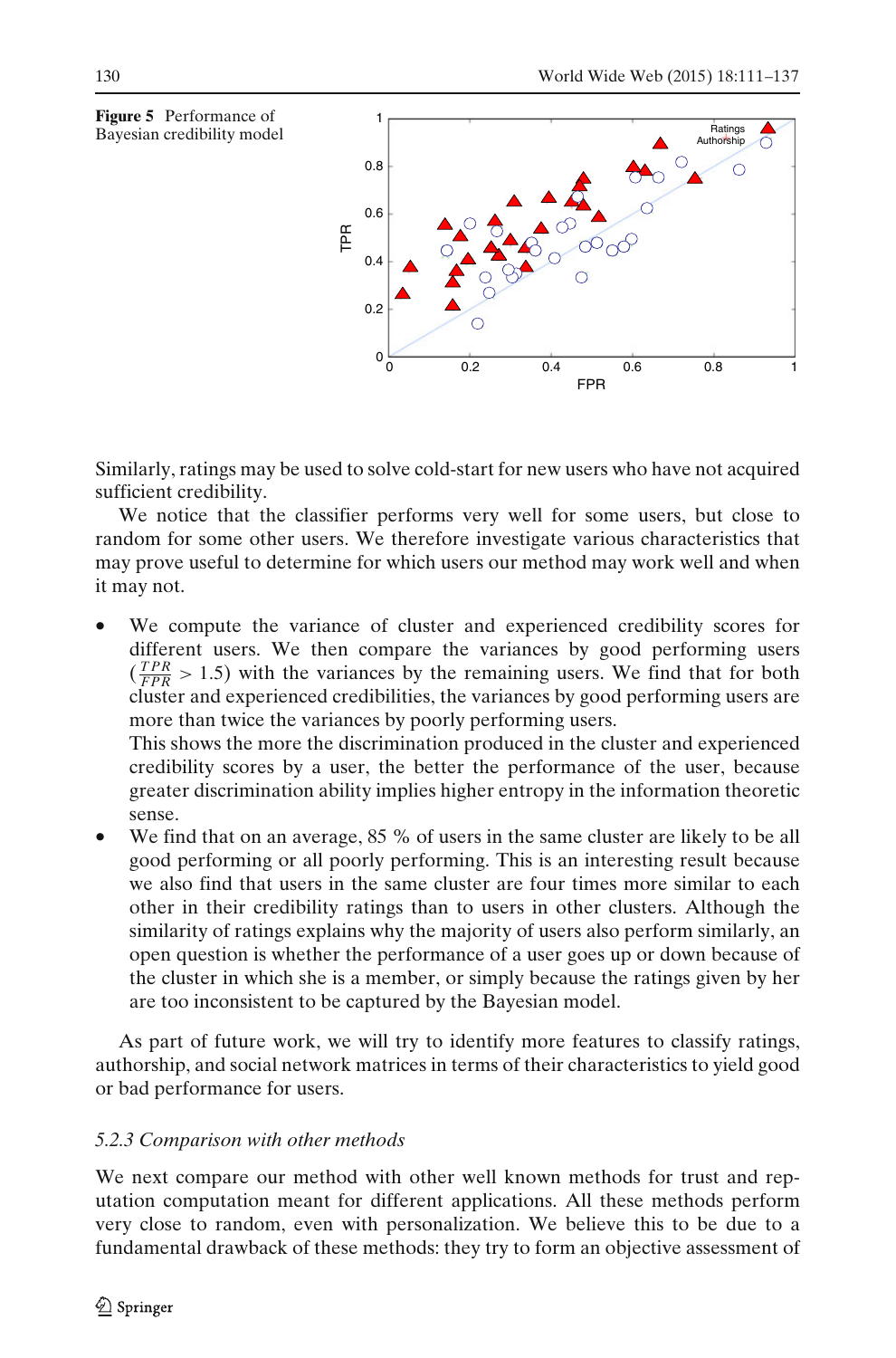**Figure 5** Performance of Bayesian credibility model

Similarly, ratings may be used to solve cold-start for new users who have not acquired sufficient credibility.

We notice that the classifier performs very well for some users, but close to random for some other users. We therefore investigate various characteristics that may prove useful to determine for which users our method may work well and when it may not.

- We compute the variance of cluster and experienced credibility scores for different users. We then compare the variances by good performing users ($\frac{TPR}{FPR} > 1.5$) with the variances by the remaining users. We find that for both cluster and experienced credibilities, the variances by good performing users are more than twice the variances by poorly performing users.

  This shows the more the discrimination produced in the cluster and experienced credibility scores by a user, the better the performance of the user, because greater discrimination ability implies higher entropy in the information theoretic sense.
- We find that on an average, 85 % of users in the same cluster are likely to be all good performing or all poorly performing. This is an interesting result because we also find that users in the same cluster are four times more similar to each other in their credibility ratings than to users in other clusters. Although the similarity of ratings explains why the majority of users also perform similarly, an open question is whether the performance of a user goes up or down because of the cluster in which she is a member, or simply because the ratings given by her are too inconsistent to be captured by the Bayesian model.

As part of future work, we will try to identify more features to classify ratings, authorship, and social network matrices in terms of their characteristics to yield good or bad performance for users.

### 5.2.3 Comparison with other methods

We next compare our method with other well known methods for trust and reputation computation meant for different applications. All these methods perform very close to random, even with personalization. We believe this to be due to a fundamental drawback of these methods: they try to form an objective assessment of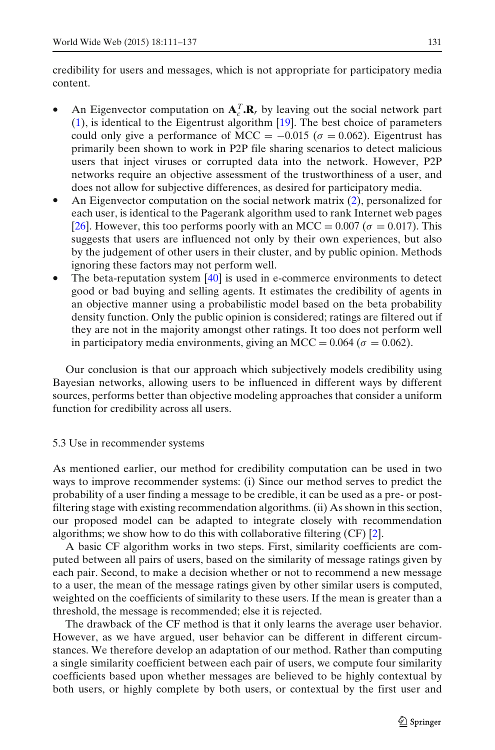credibility for users and messages, which is not appropriate for participatory media content.

- An Eigenvector computation on $\mathbf{A}_c^T.\mathbf{R}_r$ by leaving out the social network part (1), is identical to the Eigentrust algorithm [19]. The best choice of parameters could only give a performance of MCC $= -0.015$ ($\sigma = 0.062$). Eigentrust has primarily been shown to work in P2P file sharing scenarios to detect malicious users that inject viruses or corrupted data into the network. However, P2P networks require an objective assessment of the trustworthiness of a user, and does not allow for subjective differences, as desired for participatory media.
- An Eigenvector computation on the social network matrix (2), personalized for each user, is identical to the Pagerank algorithm used to rank Internet web pages [26]. However, this too performs poorly with an MCC $= 0.007$ ($\sigma = 0.017$). This suggests that users are influenced not only by their own experiences, but also by the judgement of other users in their cluster, and by public opinion. Methods ignoring these factors may not perform well.
- The beta-reputation system [40] is used in e-commerce environments to detect good or bad buying and selling agents. It estimates the credibility of agents in an objective manner using a probabilistic model based on the beta probability density function. Only the public opinion is considered; ratings are filtered out if they are not in the majority amongst other ratings. It too does not perform well in participatory media environments, giving an MCC $= 0.064$ ($\sigma = 0.062$).

Our conclusion is that our approach which subjectively models credibility using Bayesian networks, allowing users to be influenced in different ways by different sources, performs better than objective modeling approaches that consider a uniform function for credibility across all users.

### 5.3 Use in recommender systems

As mentioned earlier, our method for credibility computation can be used in two ways to improve recommender systems: (i) Since our method serves to predict the probability of a user finding a message to be credible, it can be used as a pre- or post-filtering stage with existing recommendation algorithms. (ii) As shown in this section, our proposed model can be adapted to integrate closely with recommendation algorithms; we show how to do this with collaborative filtering (CF) [2].

A basic CF algorithm works in two steps. First, similarity coefficients are computed between all pairs of users, based on the similarity of message ratings given by each pair. Second, to make a decision whether or not to recommend a new message to a user, the mean of the message ratings given by other similar users is computed, weighted on the coefficients of similarity to these users. If the mean is greater than a threshold, the message is recommended; else it is rejected.

The drawback of the CF method is that it only learns the average user behavior. However, as we have argued, user behavior can be different in different circumstances. We therefore develop an adaptation of our method. Rather than computing a single similarity coefficient between each pair of users, we compute four similarity coefficients based upon whether messages are believed to be highly contextual by both users, or highly complete by both users, or contextual by the first user and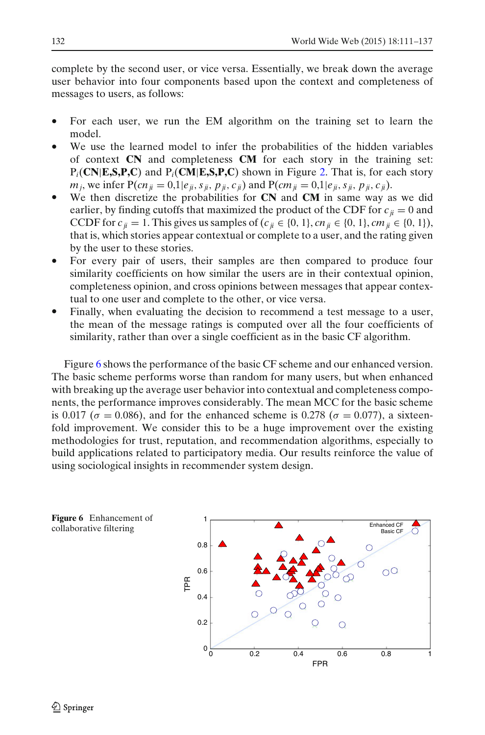complete by the second user, or vice versa. Essentially, we break down the average user behavior into four components based upon the context and completeness of messages to users, as follows:

- For each user, we run the EM algorithm on the training set to learn the model.
- We use the learned model to infer the probabilities of the hidden variables of context **CN** and completeness **CM** for each story in the training set: $P_i(\mathbf{CN}|\mathbf{E,S,P,C})$ and $P_i(\mathbf{CM}|\mathbf{E,S,P,C})$ shown in Figure 2. That is, for each story $m_j$, we infer $P(cn_{ji} = 0{,}1|e_{ji}, s_{ji}, p_{ji}, c_{ji})$ and $P(cm_{ji} = 0{,}1|e_{ji}, s_{ji}, p_{ji}, c_{ji})$.
- We then discretize the probabilities for **CN** and **CM** in same way as we did earlier, by finding cutoffs that maximized the product of the CDF for $c_{ji} = 0$ and CCDF for $c_{ji} = 1$. This gives us samples of $(c_{ji} \in \{0, 1\}, cn_{ji} \in \{0, 1\}, cm_{ji} \in \{0, 1\})$, that is, which stories appear contextual or complete to a user, and the rating given by the user to these stories.
- For every pair of users, their samples are then compared to produce four similarity coefficients on how similar the users are in their contextual opinion, completeness opinion, and cross opinions between messages that appear contextual to one user and complete to the other, or vice versa.
- Finally, when evaluating the decision to recommend a test message to a user, the mean of the message ratings is computed over all the four coefficients of similarity, rather than over a single coefficient as in the basic CF algorithm.

Figure 6 shows the performance of the basic CF scheme and our enhanced version. The basic scheme performs worse than random for many users, but when enhanced with breaking up the average user behavior into contextual and completeness components, the performance improves considerably. The mean MCC for the basic scheme is 0.017 ($\sigma = 0.086$), and for the enhanced scheme is 0.278 ($\sigma = 0.077$), a sixteen-fold improvement. We consider this to be a huge improvement over the existing methodologies for trust, reputation, and recommendation algorithms, especially to build applications related to participatory media. Our results reinforce the value of using sociological insights in recommender system design.

**Figure 6** Enhancement of collaborative filtering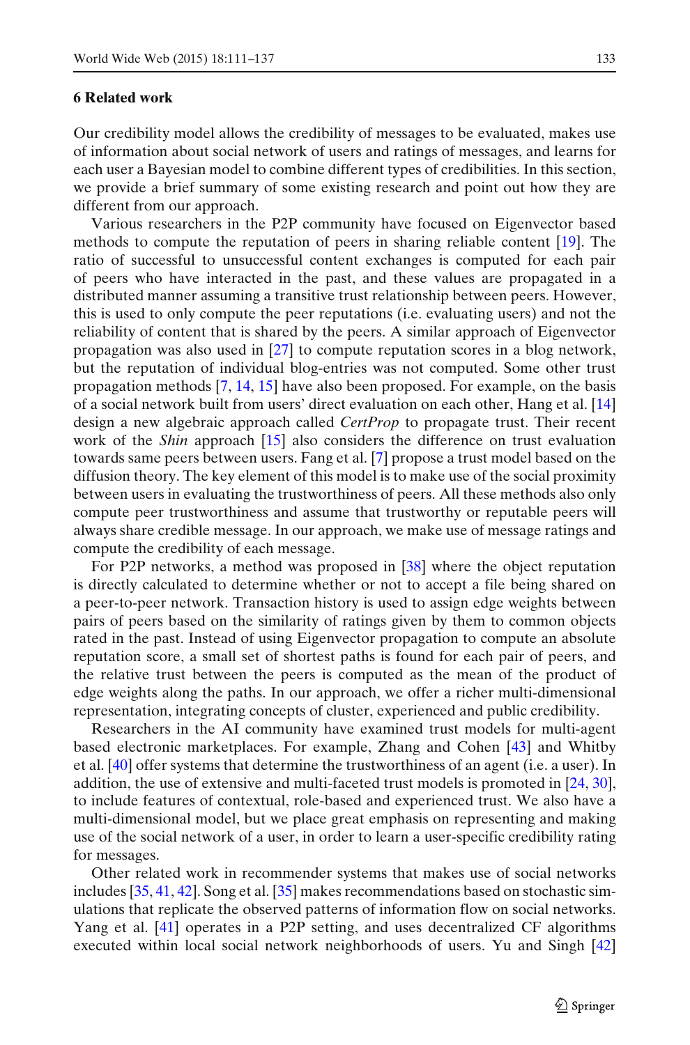## 6 Related work

Our credibility model allows the credibility of messages to be evaluated, makes use of information about social network of users and ratings of messages, and learns for each user a Bayesian model to combine different types of credibilities. In this section, we provide a brief summary of some existing research and point out how they are different from our approach.

Various researchers in the P2P community have focused on Eigenvector based methods to compute the reputation of peers in sharing reliable content [19]. The ratio of successful to unsuccessful content exchanges is computed for each pair of peers who have interacted in the past, and these values are propagated in a distributed manner assuming a transitive trust relationship between peers. However, this is used to only compute the peer reputations (i.e. evaluating users) and not the reliability of content that is shared by the peers. A similar approach of Eigenvector propagation was also used in [27] to compute reputation scores in a blog network, but the reputation of individual blog-entries was not computed. Some other trust propagation methods [7, 14, 15] have also been proposed. For example, on the basis of a social network built from users' direct evaluation on each other, Hang et al. [14] design a new algebraic approach called *CertProp* to propagate trust. Their recent work of the *Shin* approach [15] also considers the difference on trust evaluation towards same peers between users. Fang et al. [7] propose a trust model based on the diffusion theory. The key element of this model is to make use of the social proximity between users in evaluating the trustworthiness of peers. All these methods also only compute peer trustworthiness and assume that trustworthy or reputable peers will always share credible message. In our approach, we make use of message ratings and compute the credibility of each message.

For P2P networks, a method was proposed in [38] where the object reputation is directly calculated to determine whether or not to accept a file being shared on a peer-to-peer network. Transaction history is used to assign edge weights between pairs of peers based on the similarity of ratings given by them to common objects rated in the past. Instead of using Eigenvector propagation to compute an absolute reputation score, a small set of shortest paths is found for each pair of peers, and the relative trust between the peers is computed as the mean of the product of edge weights along the paths. In our approach, we offer a richer multi-dimensional representation, integrating concepts of cluster, experienced and public credibility.

Researchers in the AI community have examined trust models for multi-agent based electronic marketplaces. For example, Zhang and Cohen [43] and Whitby et al. [40] offer systems that determine the trustworthiness of an agent (i.e. a user). In addition, the use of extensive and multi-faceted trust models is promoted in [24, 30], to include features of contextual, role-based and experienced trust. We also have a multi-dimensional model, but we place great emphasis on representing and making use of the social network of a user, in order to learn a user-specific credibility rating for messages.

Other related work in recommender systems that makes use of social networks includes [35, 41, 42]. Song et al. [35] makes recommendations based on stochastic simulations that replicate the observed patterns of information flow on social networks. Yang et al. [41] operates in a P2P setting, and uses decentralized CF algorithms executed within local social network neighborhoods of users. Yu and Singh [42]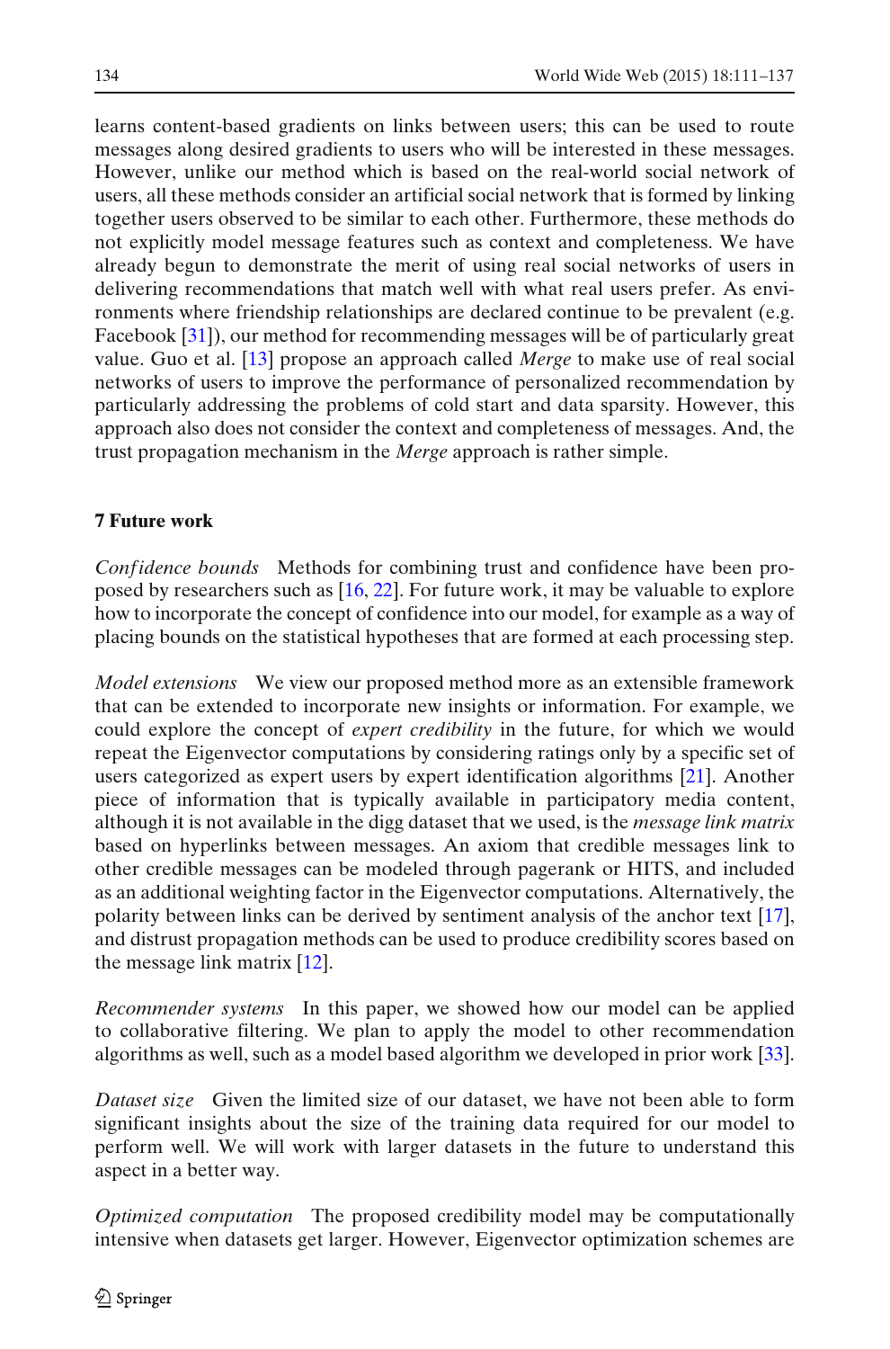learns content-based gradients on links between users; this can be used to route messages along desired gradients to users who will be interested in these messages. However, unlike our method which is based on the real-world social network of users, all these methods consider an artificial social network that is formed by linking together users observed to be similar to each other. Furthermore, these methods do not explicitly model message features such as context and completeness. We have already begun to demonstrate the merit of using real social networks of users in delivering recommendations that match well with what real users prefer. As environments where friendship relationships are declared continue to be prevalent (e.g. Facebook [31]), our method for recommending messages will be of particularly great value. Guo et al. [13] propose an approach called *Merge* to make use of real social networks of users to improve the performance of personalized recommendation by particularly addressing the problems of cold start and data sparsity. However, this approach also does not consider the context and completeness of messages. And, the trust propagation mechanism in the *Merge* approach is rather simple.

## 7 Future work

*Confidence bounds* Methods for combining trust and confidence have been proposed by researchers such as [16, 22]. For future work, it may be valuable to explore how to incorporate the concept of confidence into our model, for example as a way of placing bounds on the statistical hypotheses that are formed at each processing step.

*Model extensions* We view our proposed method more as an extensible framework that can be extended to incorporate new insights or information. For example, we could explore the concept of *expert credibility* in the future, for which we would repeat the Eigenvector computations by considering ratings only by a specific set of users categorized as expert users by expert identification algorithms [21]. Another piece of information that is typically available in participatory media content, although it is not available in the digg dataset that we used, is the *message link matrix* based on hyperlinks between messages. An axiom that credible messages link to other credible messages can be modeled through pagerank or HITS, and included as an additional weighting factor in the Eigenvector computations. Alternatively, the polarity between links can be derived by sentiment analysis of the anchor text [17], and distrust propagation methods can be used to produce credibility scores based on the message link matrix [12].

*Recommender systems* In this paper, we showed how our model can be applied to collaborative filtering. We plan to apply the model to other recommendation algorithms as well, such as a model based algorithm we developed in prior work [33].

*Dataset size* Given the limited size of our dataset, we have not been able to form significant insights about the size of the training data required for our model to perform well. We will work with larger datasets in the future to understand this aspect in a better way.

*Optimized computation* The proposed credibility model may be computationally intensive when datasets get larger. However, Eigenvector optimization schemes are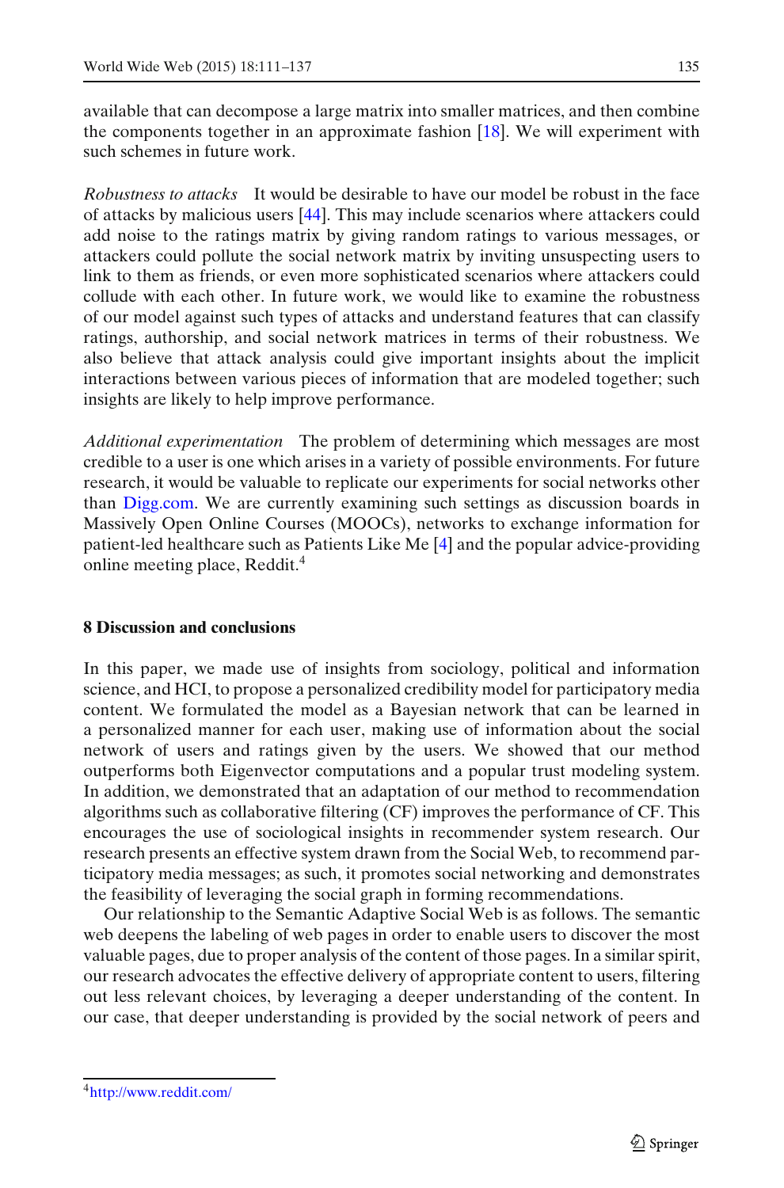available that can decompose a large matrix into smaller matrices, and then combine the components together in an approximate fashion [18]. We will experiment with such schemes in future work.

*Robustness to attacks* It would be desirable to have our model be robust in the face of attacks by malicious users [44]. This may include scenarios where attackers could add noise to the ratings matrix by giving random ratings to various messages, or attackers could pollute the social network matrix by inviting unsuspecting users to link to them as friends, or even more sophisticated scenarios where attackers could collude with each other. In future work, we would like to examine the robustness of our model against such types of attacks and understand features that can classify ratings, authorship, and social network matrices in terms of their robustness. We also believe that attack analysis could give important insights about the implicit interactions between various pieces of information that are modeled together; such insights are likely to help improve performance.

*Additional experimentation* The problem of determining which messages are most credible to a user is one which arises in a variety of possible environments. For future research, it would be valuable to replicate our experiments for social networks other than Digg.com. We are currently examining such settings as discussion boards in Massively Open Online Courses (MOOCs), networks to exchange information for patient-led healthcare such as Patients Like Me [4] and the popular advice-providing online meeting place, Reddit.[4]

## 8 Discussion and conclusions

In this paper, we made use of insights from sociology, political and information science, and HCI, to propose a personalized credibility model for participatory media content. We formulated the model as a Bayesian network that can be learned in a personalized manner for each user, making use of information about the social network of users and ratings given by the users. We showed that our method outperforms both Eigenvector computations and a popular trust modeling system. In addition, we demonstrated that an adaptation of our method to recommendation algorithms such as collaborative filtering (CF) improves the performance of CF. This encourages the use of sociological insights in recommender system research. Our research presents an effective system drawn from the Social Web, to recommend participatory media messages; as such, it promotes social networking and demonstrates the feasibility of leveraging the social graph in forming recommendations.

Our relationship to the Semantic Adaptive Social Web is as follows. The semantic web deepens the labeling of web pages in order to enable users to discover the most valuable pages, due to proper analysis of the content of those pages. In a similar spirit, our research advocates the effective delivery of appropriate content to users, filtering out less relevant choices, by leveraging a deeper understanding of the content. In our case, that deeper understanding is provided by the social network of peers and

[4] http://www.reddit.com/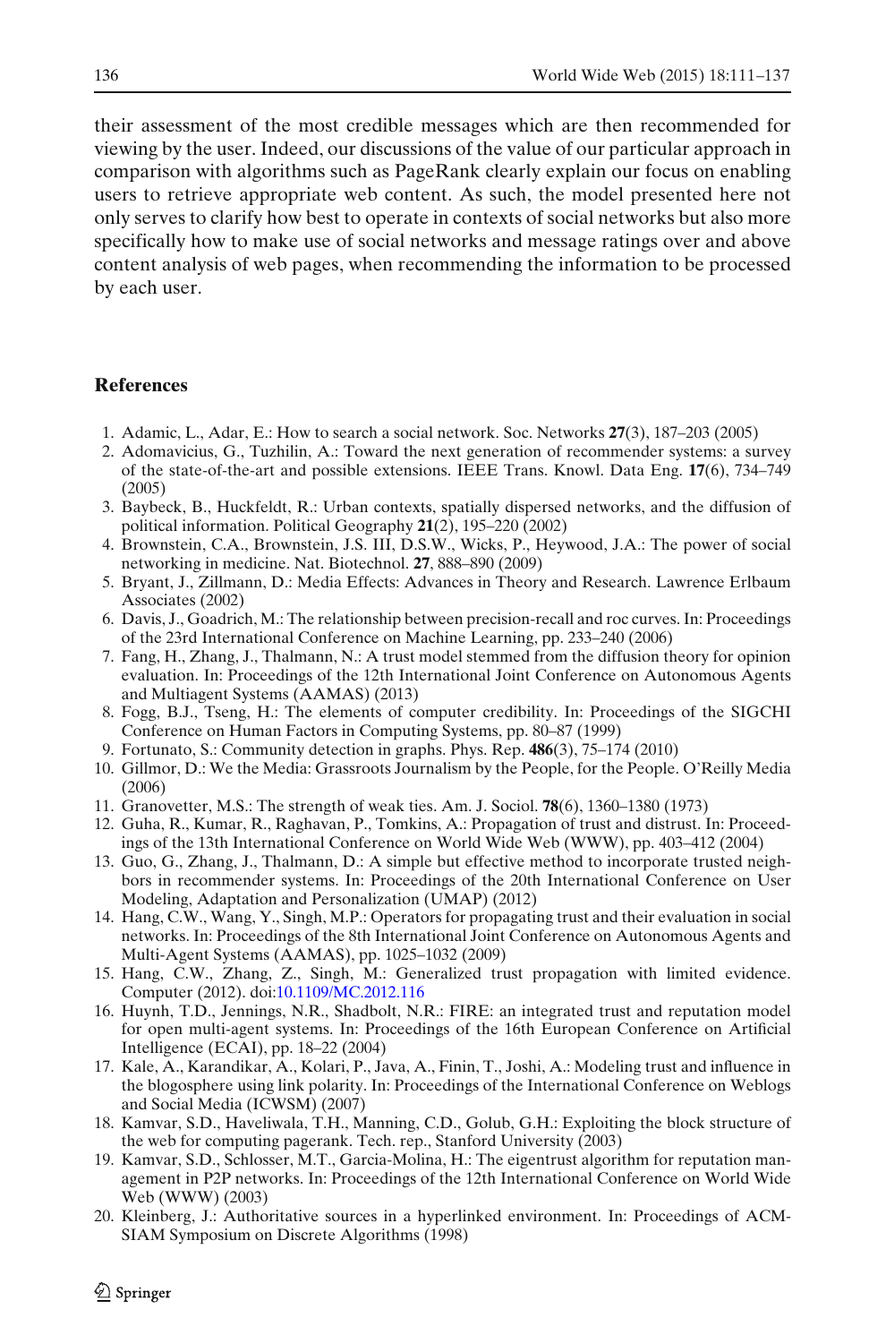their assessment of the most credible messages which are then recommended for viewing by the user. Indeed, our discussions of the value of our particular approach in comparison with algorithms such as PageRank clearly explain our focus on enabling users to retrieve appropriate web content. As such, the model presented here not only serves to clarify how best to operate in contexts of social networks but also more specifically how to make use of social networks and message ratings over and above content analysis of web pages, when recommending the information to be processed by each user.

## References

1. Adamic, L., Adar, E.: How to search a social network. Soc. Networks **27**(3), 187–203 (2005)
2. Adomavicius, G., Tuzhilin, A.: Toward the next generation of recommender systems: a survey of the state-of-the-art and possible extensions. IEEE Trans. Knowl. Data Eng. **17**(6), 734–749 (2005)
3. Baybeck, B., Huckfeldt, R.: Urban contexts, spatially dispersed networks, and the diffusion of political information. Political Geography **21**(2), 195–220 (2002)
4. Brownstein, C.A., Brownstein, J.S. III, D.S.W., Wicks, P., Heywood, J.A.: The power of social networking in medicine. Nat. Biotechnol. **27**, 888–890 (2009)
5. Bryant, J., Zillmann, D.: Media Effects: Advances in Theory and Research. Lawrence Erlbaum Associates (2002)
6. Davis, J., Goadrich, M.: The relationship between precision-recall and roc curves. In: Proceedings of the 23rd International Conference on Machine Learning, pp. 233–240 (2006)
7. Fang, H., Zhang, J., Thalmann, N.: A trust model stemmed from the diffusion theory for opinion evaluation. In: Proceedings of the 12th International Joint Conference on Autonomous Agents and Multiagent Systems (AAMAS) (2013)
8. Fogg, B.J., Tseng, H.: The elements of computer credibility. In: Proceedings of the SIGCHI Conference on Human Factors in Computing Systems, pp. 80–87 (1999)
9. Fortunato, S.: Community detection in graphs. Phys. Rep. **486**(3), 75–174 (2010)
10. Gillmor, D.: We the Media: Grassroots Journalism by the People, for the People. O'Reilly Media (2006)
11. Granovetter, M.S.: The strength of weak ties. Am. J. Sociol. **78**(6), 1360–1380 (1973)
12. Guha, R., Kumar, R., Raghavan, P., Tomkins, A.: Propagation of trust and distrust. In: Proceedings of the 13th International Conference on World Wide Web (WWW), pp. 403–412 (2004)
13. Guo, G., Zhang, J., Thalmann, D.: A simple but effective method to incorporate trusted neighbors in recommender systems. In: Proceedings of the 20th International Conference on User Modeling, Adaptation and Personalization (UMAP) (2012)
14. Hang, C.W., Wang, Y., Singh, M.P.: Operators for propagating trust and their evaluation in social networks. In: Proceedings of the 8th International Joint Conference on Autonomous Agents and Multi-Agent Systems (AAMAS), pp. 1025–1032 (2009)
15. Hang, C.W., Zhang, Z., Singh, M.: Generalized trust propagation with limited evidence. Computer (2012). doi:10.1109/MC.2012.116
16. Huynh, T.D., Jennings, N.R., Shadbolt, N.R.: FIRE: an integrated trust and reputation model for open multi-agent systems. In: Proceedings of the 16th European Conference on Artificial Intelligence (ECAI), pp. 18–22 (2004)
17. Kale, A., Karandikar, A., Kolari, P., Java, A., Finin, T., Joshi, A.: Modeling trust and influence in the blogosphere using link polarity. In: Proceedings of the International Conference on Weblogs and Social Media (ICWSM) (2007)
18. Kamvar, S.D., Haveliwala, T.H., Manning, C.D., Golub, G.H.: Exploiting the block structure of the web for computing pagerank. Tech. rep., Stanford University (2003)
19. Kamvar, S.D., Schlosser, M.T., Garcia-Molina, H.: The eigentrust algorithm for reputation management in P2P networks. In: Proceedings of the 12th International Conference on World Wide Web (WWW) (2003)
20. Kleinberg, J.: Authoritative sources in a hyperlinked environment. In: Proceedings of ACM-SIAM Symposium on Discrete Algorithms (1998)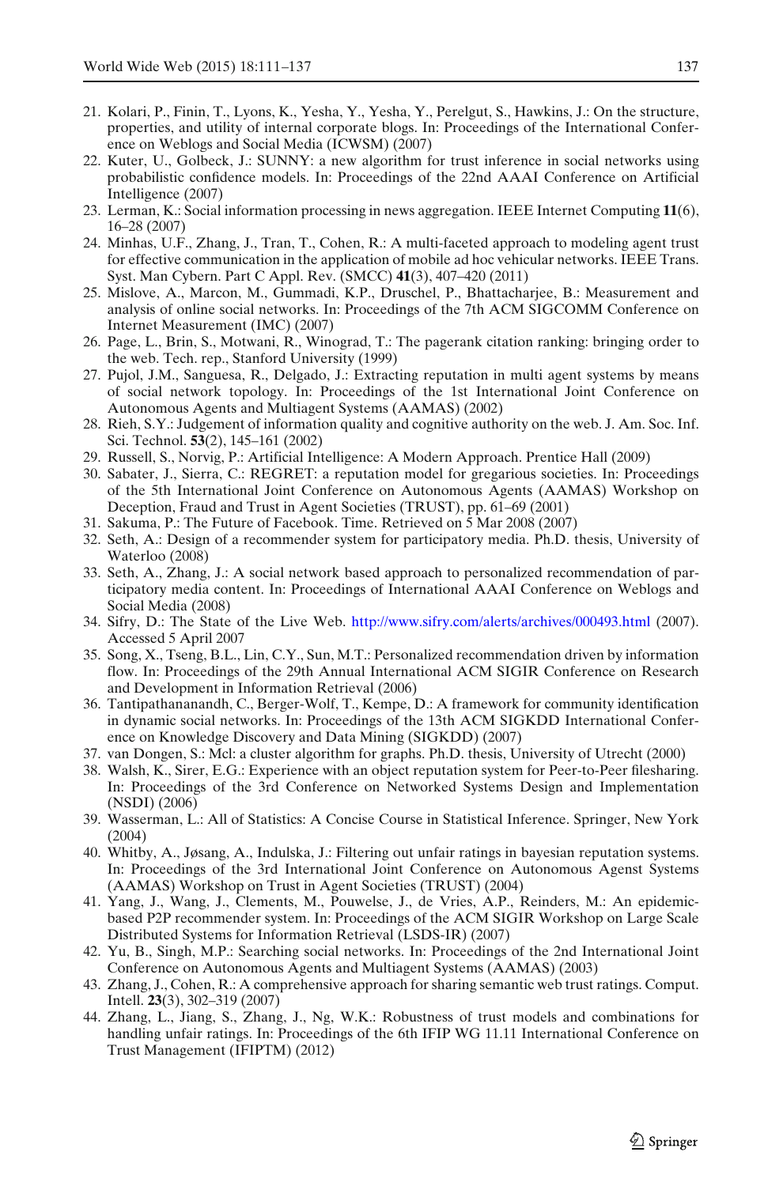21. Kolari, P., Finin, T., Lyons, K., Yesha, Y., Yesha, Y., Perelgut, S., Hawkins, J.: On the structure, properties, and utility of internal corporate blogs. In: Proceedings of the International Conference on Weblogs and Social Media (ICWSM) (2007)
22. Kuter, U., Golbeck, J.: SUNNY: a new algorithm for trust inference in social networks using probabilistic confidence models. In: Proceedings of the 22nd AAAI Conference on Artificial Intelligence (2007)
23. Lerman, K.: Social information processing in news aggregation. IEEE Internet Computing **11**(6), 16–28 (2007)
24. Minhas, U.F., Zhang, J., Tran, T., Cohen, R.: A multi-faceted approach to modeling agent trust for effective communication in the application of mobile ad hoc vehicular networks. IEEE Trans. Syst. Man Cybern. Part C Appl. Rev. (SMCC) **41**(3), 407–420 (2011)
25. Mislove, A., Marcon, M., Gummadi, K.P., Druschel, P., Bhattacharjee, B.: Measurement and analysis of online social networks. In: Proceedings of the 7th ACM SIGCOMM Conference on Internet Measurement (IMC) (2007)
26. Page, L., Brin, S., Motwani, R., Winograd, T.: The pagerank citation ranking: bringing order to the web. Tech. rep., Stanford University (1999)
27. Pujol, J.M., Sanguesa, R., Delgado, J.: Extracting reputation in multi agent systems by means of social network topology. In: Proceedings of the 1st International Joint Conference on Autonomous Agents and Multiagent Systems (AAMAS) (2002)
28. Rieh, S.Y.: Judgement of information quality and cognitive authority on the web. J. Am. Soc. Inf. Sci. Technol. **53**(2), 145–161 (2002)
29. Russell, S., Norvig, P.: Artificial Intelligence: A Modern Approach. Prentice Hall (2009)
30. Sabater, J., Sierra, C.: REGRET: a reputation model for gregarious societies. In: Proceedings of the 5th International Joint Conference on Autonomous Agents (AAMAS) Workshop on Deception, Fraud and Trust in Agent Societies (TRUST), pp. 61–69 (2001)
31. Sakuma, P.: The Future of Facebook. Time. Retrieved on 5 Mar 2008 (2007)
32. Seth, A.: Design of a recommender system for participatory media. Ph.D. thesis, University of Waterloo (2008)
33. Seth, A., Zhang, J.: A social network based approach to personalized recommendation of participatory media content. In: Proceedings of International AAAI Conference on Weblogs and Social Media (2008)
34. Sifry, D.: The State of the Live Web. http://www.sifry.com/alerts/archives/000493.html (2007). Accessed 5 April 2007
35. Song, X., Tseng, B.L., Lin, C.Y., Sun, M.T.: Personalized recommendation driven by information flow. In: Proceedings of the 29th Annual International ACM SIGIR Conference on Research and Development in Information Retrieval (2006)
36. Tantipathananandh, C., Berger-Wolf, T., Kempe, D.: A framework for community identification in dynamic social networks. In: Proceedings of the 13th ACM SIGKDD International Conference on Knowledge Discovery and Data Mining (SIGKDD) (2007)
37. van Dongen, S.: Mcl: a cluster algorithm for graphs. Ph.D. thesis, University of Utrecht (2000)
38. Walsh, K., Sirer, E.G.: Experience with an object reputation system for Peer-to-Peer filesharing. In: Proceedings of the 3rd Conference on Networked Systems Design and Implementation (NSDI) (2006)
39. Wasserman, L.: All of Statistics: A Concise Course in Statistical Inference. Springer, New York (2004)
40. Whitby, A., Jøsang, A., Indulska, J.: Filtering out unfair ratings in bayesian reputation systems. In: Proceedings of the 3rd International Joint Conference on Autonomous Agenst Systems (AAMAS) Workshop on Trust in Agent Societies (TRUST) (2004)
41. Yang, J., Wang, J., Clements, M., Pouwelse, J., de Vries, A.P., Reinders, M.: An epidemic-based P2P recommender system. In: Proceedings of the ACM SIGIR Workshop on Large Scale Distributed Systems for Information Retrieval (LSDS-IR) (2007)
42. Yu, B., Singh, M.P.: Searching social networks. In: Proceedings of the 2nd International Joint Conference on Autonomous Agents and Multiagent Systems (AAMAS) (2003)
43. Zhang, J., Cohen, R.: A comprehensive approach for sharing semantic web trust ratings. Comput. Intell. **23**(3), 302–319 (2007)
44. Zhang, L., Jiang, S., Zhang, J., Ng, W.K.: Robustness of trust models and combinations for handling unfair ratings. In: Proceedings of the 6th IFIP WG 11.11 International Conference on Trust Management (IFIPTM) (2012)